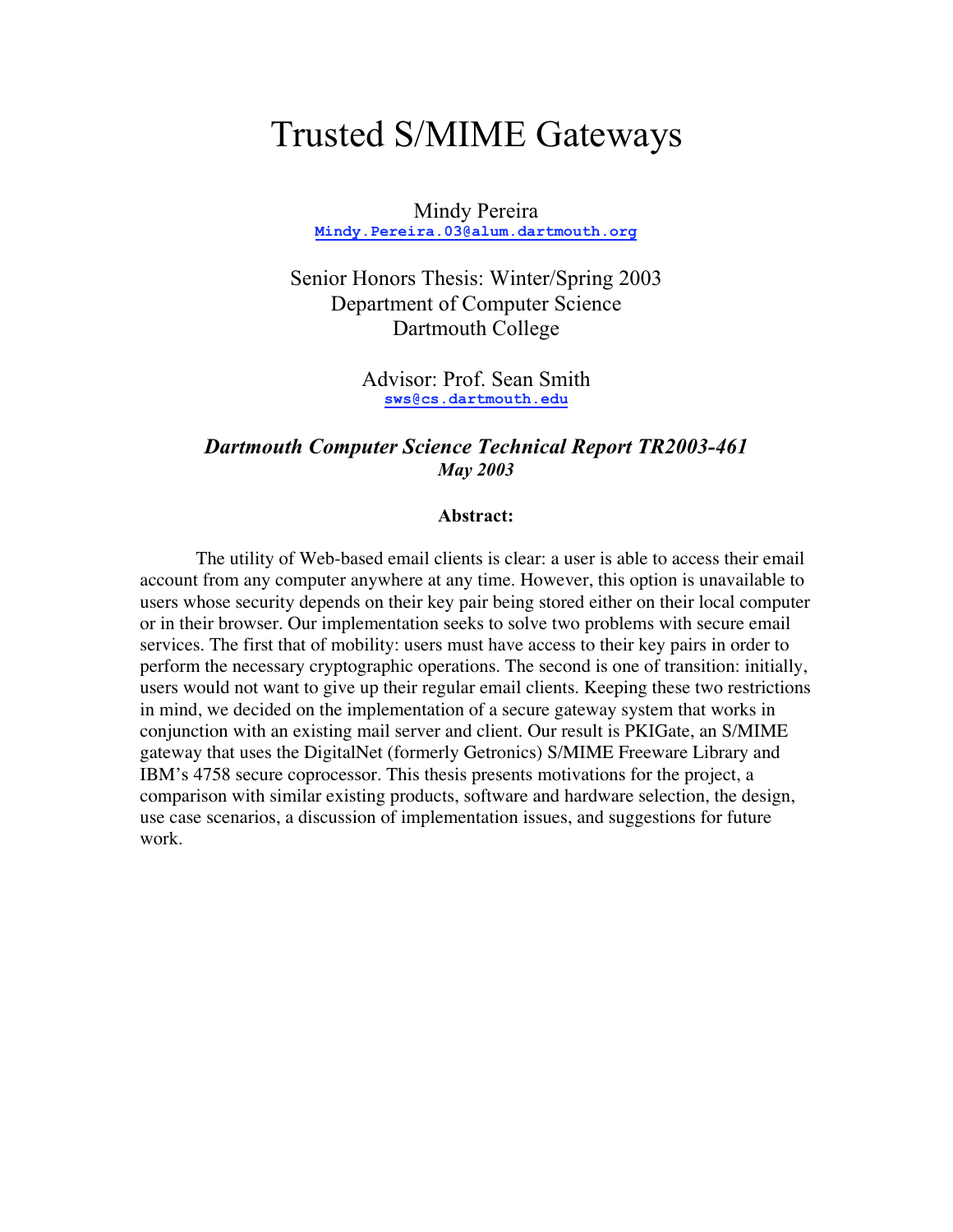# Trusted S/MIME Gateways

Mindy Pereira
Mindy.Pereira.03@alum.dartmouth.org

Senior Honors Thesis: Winter/Spring 2003
Department of Computer Science
Dartmouth College

Advisor: Prof. Sean Smith
sws@cs.dartmouth.edu

***Dartmouth Computer Science Technical Report TR2003-461***
***May 2003***

**Abstract:**

The utility of Web-based email clients is clear: a user is able to access their email account from any computer anywhere at any time. However, this option is unavailable to users whose security depends on their key pair being stored either on their local computer or in their browser. Our implementation seeks to solve two problems with secure email services. The first that of mobility: users must have access to their key pairs in order to perform the necessary cryptographic operations. The second is one of transition: initially, users would not want to give up their regular email clients. Keeping these two restrictions in mind, we decided on the implementation of a secure gateway system that works in conjunction with an existing mail server and client. Our result is PKIGate, an S/MIME gateway that uses the DigitalNet (formerly Getronics) S/MIME Freeware Library and IBM's 4758 secure coprocessor. This thesis presents motivations for the project, a comparison with similar existing products, software and hardware selection, the design, use case scenarios, a discussion of implementation issues, and suggestions for future work.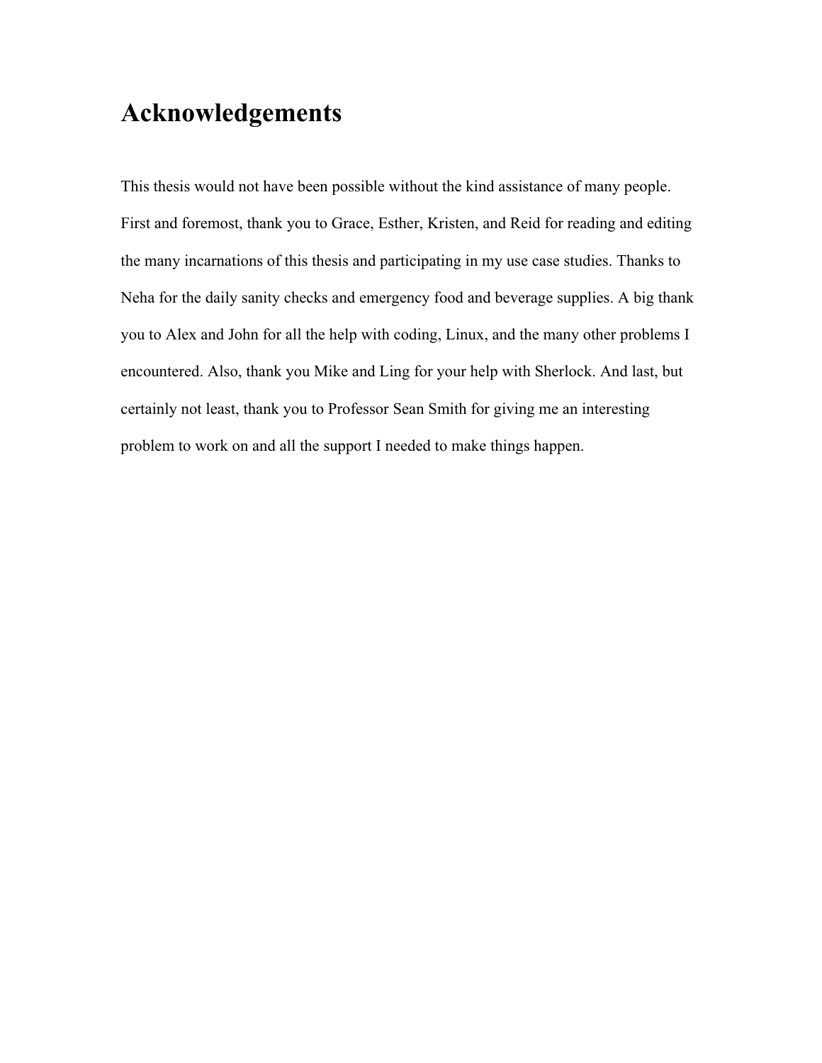# Acknowledgements

This thesis would not have been possible without the kind assistance of many people. First and foremost, thank you to Grace, Esther, Kristen, and Reid for reading and editing the many incarnations of this thesis and participating in my use case studies. Thanks to Neha for the daily sanity checks and emergency food and beverage supplies. A big thank you to Alex and John for all the help with coding, Linux, and the many other problems I encountered. Also, thank you Mike and Ling for your help with Sherlock. And last, but certainly not least, thank you to Professor Sean Smith for giving me an interesting problem to work on and all the support I needed to make things happen.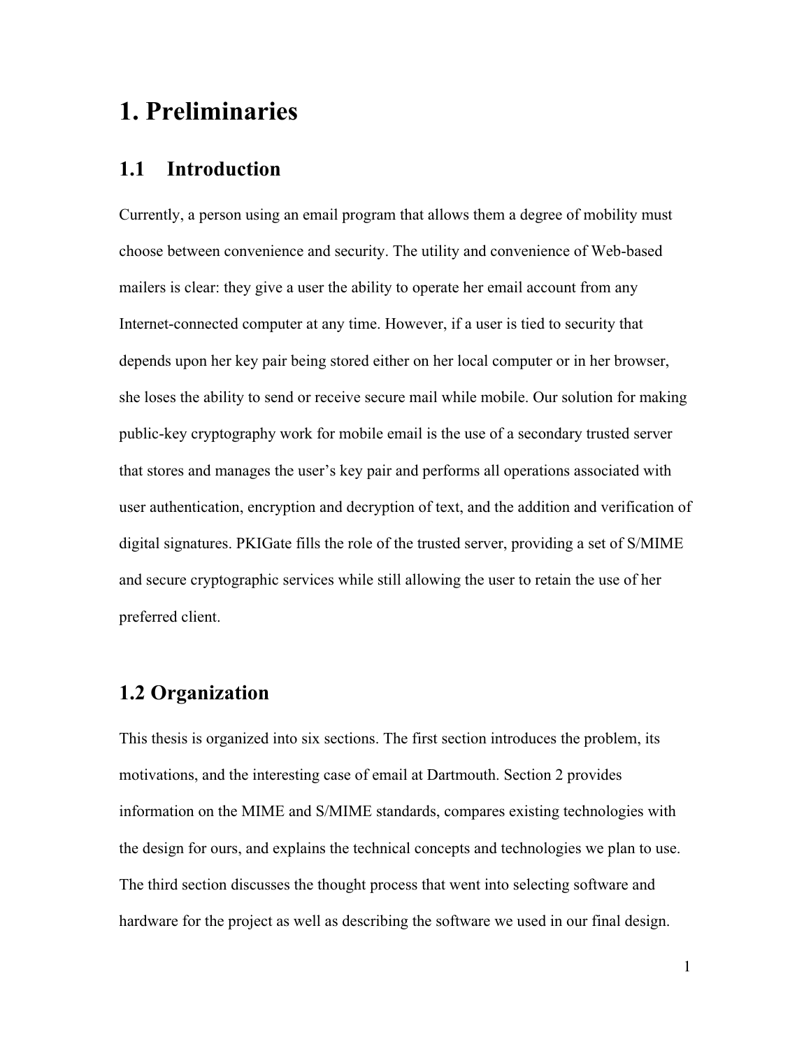# 1. Preliminaries

## 1.1 Introduction

Currently, a person using an email program that allows them a degree of mobility must choose between convenience and security. The utility and convenience of Web-based mailers is clear: they give a user the ability to operate her email account from any Internet-connected computer at any time. However, if a user is tied to security that depends upon her key pair being stored either on her local computer or in her browser, she loses the ability to send or receive secure mail while mobile. Our solution for making public-key cryptography work for mobile email is the use of a secondary trusted server that stores and manages the user's key pair and performs all operations associated with user authentication, encryption and decryption of text, and the addition and verification of digital signatures. PKIGate fills the role of the trusted server, providing a set of S/MIME and secure cryptographic services while still allowing the user to retain the use of her preferred client.

## 1.2 Organization

This thesis is organized into six sections. The first section introduces the problem, its motivations, and the interesting case of email at Dartmouth. Section 2 provides information on the MIME and S/MIME standards, compares existing technologies with the design for ours, and explains the technical concepts and technologies we plan to use. The third section discusses the thought process that went into selecting software and hardware for the project as well as describing the software we used in our final design.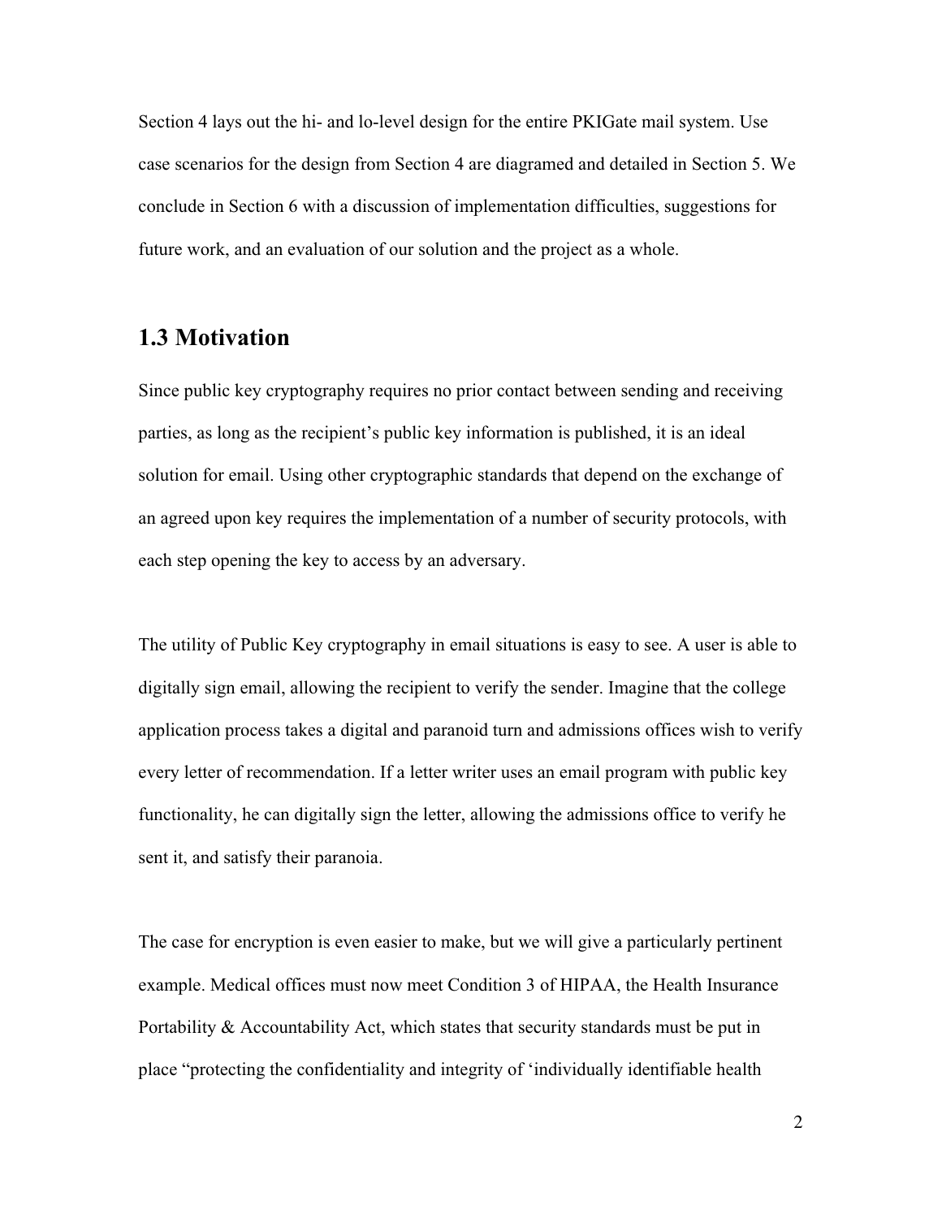Section 4 lays out the hi- and lo-level design for the entire PKIGate mail system. Use case scenarios for the design from Section 4 are diagramed and detailed in Section 5. We conclude in Section 6 with a discussion of implementation difficulties, suggestions for future work, and an evaluation of our solution and the project as a whole.

## 1.3 Motivation

Since public key cryptography requires no prior contact between sending and receiving parties, as long as the recipient's public key information is published, it is an ideal solution for email. Using other cryptographic standards that depend on the exchange of an agreed upon key requires the implementation of a number of security protocols, with each step opening the key to access by an adversary.

The utility of Public Key cryptography in email situations is easy to see. A user is able to digitally sign email, allowing the recipient to verify the sender. Imagine that the college application process takes a digital and paranoid turn and admissions offices wish to verify every letter of recommendation. If a letter writer uses an email program with public key functionality, he can digitally sign the letter, allowing the admissions office to verify he sent it, and satisfy their paranoia.

The case for encryption is even easier to make, but we will give a particularly pertinent example. Medical offices must now meet Condition 3 of HIPAA, the Health Insurance Portability & Accountability Act, which states that security standards must be put in place "protecting the confidentiality and integrity of 'individually identifiable health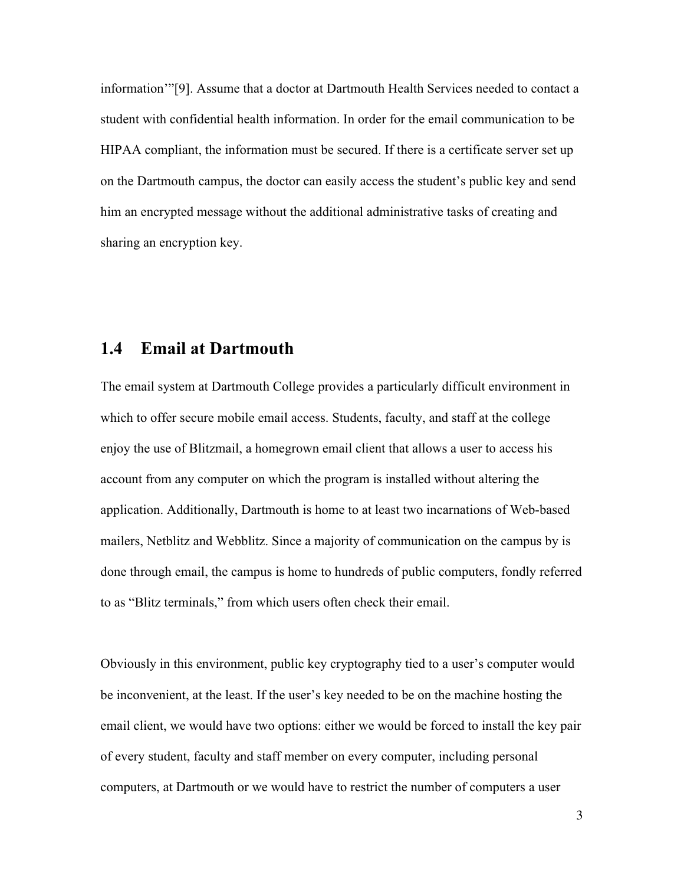information'"[9]. Assume that a doctor at Dartmouth Health Services needed to contact a student with confidential health information. In order for the email communication to be HIPAA compliant, the information must be secured. If there is a certificate server set up on the Dartmouth campus, the doctor can easily access the student's public key and send him an encrypted message without the additional administrative tasks of creating and sharing an encryption key.

## 1.4 Email at Dartmouth

The email system at Dartmouth College provides a particularly difficult environment in which to offer secure mobile email access. Students, faculty, and staff at the college enjoy the use of Blitzmail, a homegrown email client that allows a user to access his account from any computer on which the program is installed without altering the application. Additionally, Dartmouth is home to at least two incarnations of Web-based mailers, Netblitz and Webblitz. Since a majority of communication on the campus by is done through email, the campus is home to hundreds of public computers, fondly referred to as "Blitz terminals," from which users often check their email.

Obviously in this environment, public key cryptography tied to a user's computer would be inconvenient, at the least. If the user's key needed to be on the machine hosting the email client, we would have two options: either we would be forced to install the key pair of every student, faculty and staff member on every computer, including personal computers, at Dartmouth or we would have to restrict the number of computers a user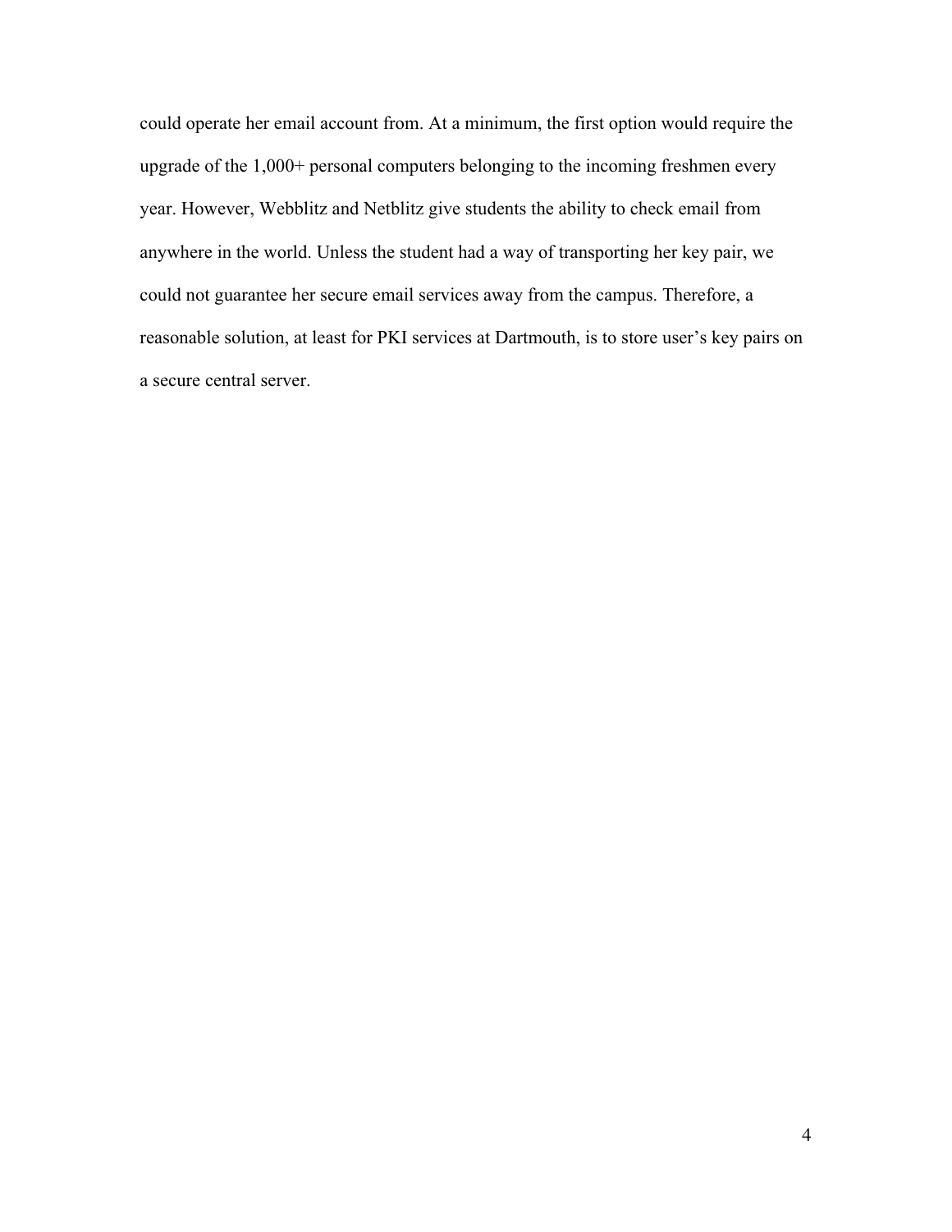could operate her email account from. At a minimum, the first option would require the upgrade of the 1,000+ personal computers belonging to the incoming freshmen every year. However, Webblitz and Netblitz give students the ability to check email from anywhere in the world. Unless the student had a way of transporting her key pair, we could not guarantee her secure email services away from the campus. Therefore, a reasonable solution, at least for PKI services at Dartmouth, is to store user's key pairs on a secure central server.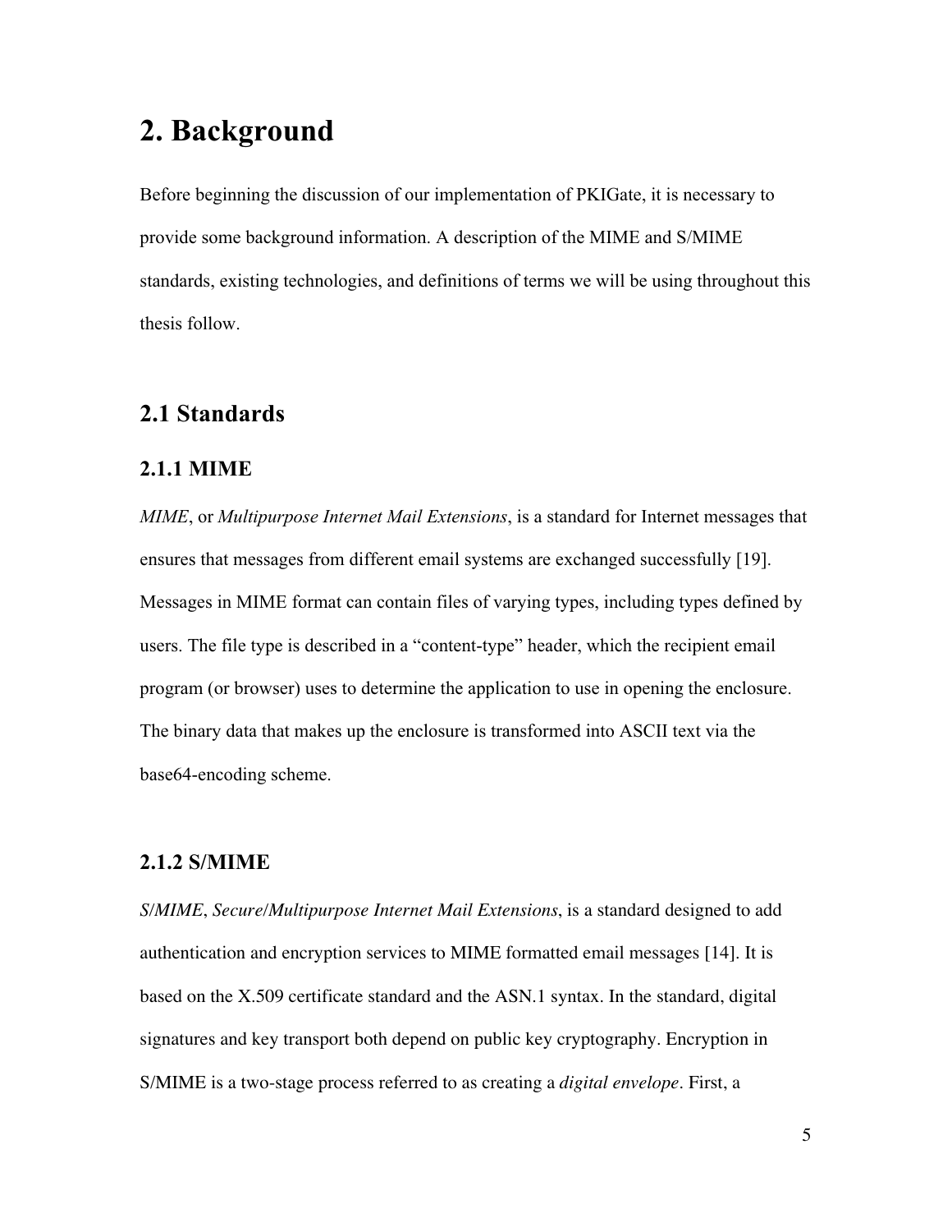# 2. Background

Before beginning the discussion of our implementation of PKIGate, it is necessary to provide some background information. A description of the MIME and S/MIME standards, existing technologies, and definitions of terms we will be using throughout this thesis follow.

## 2.1 Standards

### 2.1.1 MIME

*MIME*, or *Multipurpose Internet Mail Extensions*, is a standard for Internet messages that ensures that messages from different email systems are exchanged successfully [19]. Messages in MIME format can contain files of varying types, including types defined by users. The file type is described in a "content-type" header, which the recipient email program (or browser) uses to determine the application to use in opening the enclosure. The binary data that makes up the enclosure is transformed into ASCII text via the base64-encoding scheme.

### 2.1.2 S/MIME

*S/MIME*, *Secure/Multipurpose Internet Mail Extensions*, is a standard designed to add authentication and encryption services to MIME formatted email messages [14]. It is based on the X.509 certificate standard and the ASN.1 syntax. In the standard, digital signatures and key transport both depend on public key cryptography. Encryption in S/MIME is a two-stage process referred to as creating a *digital envelope*. First, a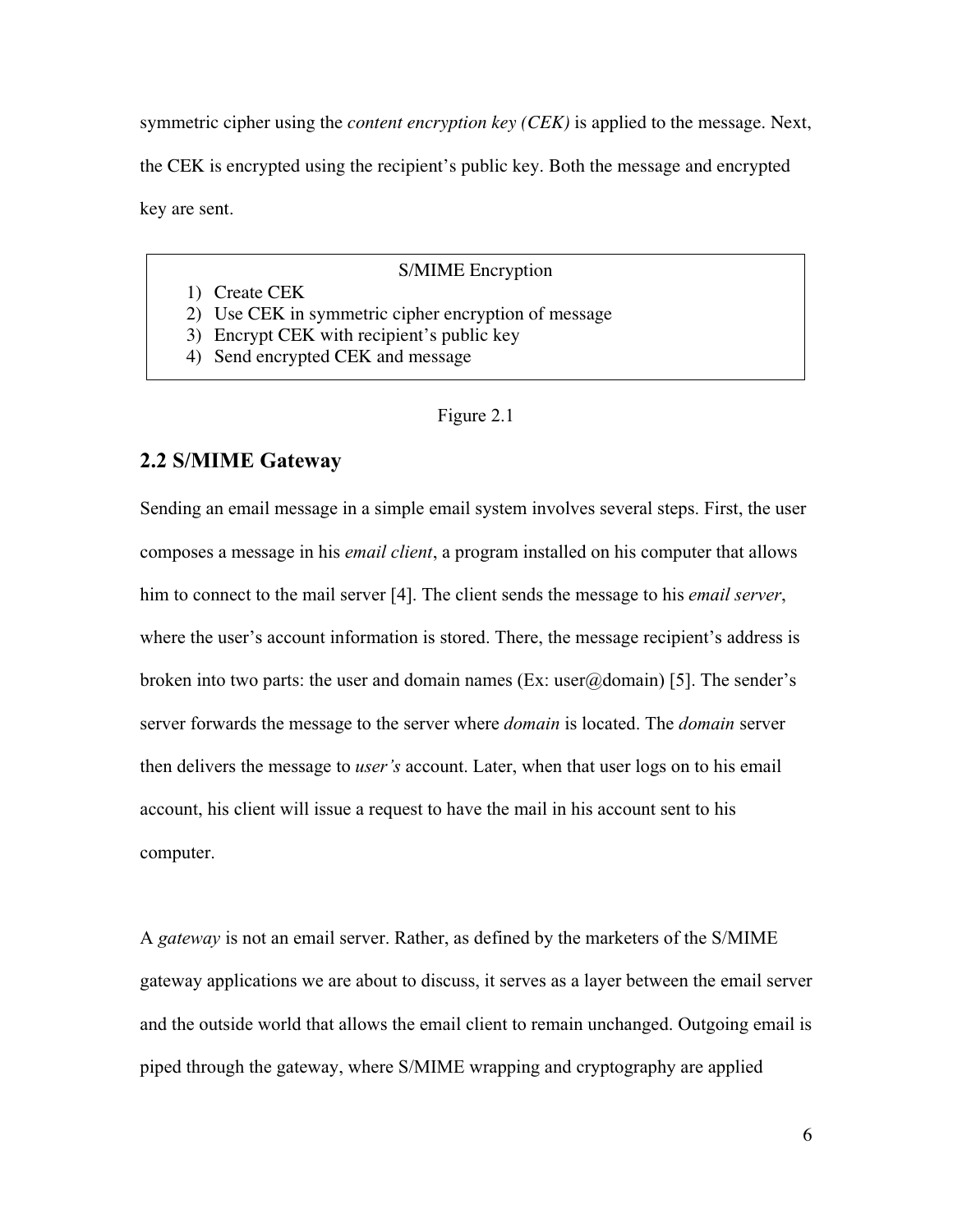symmetric cipher using the *content encryption key (CEK)* is applied to the message. Next, the CEK is encrypted using the recipient's public key. Both the message and encrypted key are sent.

S/MIME Encryption

1) Create CEK
2) Use CEK in symmetric cipher encryption of message
3) Encrypt CEK with recipient's public key
4) Send encrypted CEK and message

Figure 2.1

## 2.2 S/MIME Gateway

Sending an email message in a simple email system involves several steps. First, the user composes a message in his *email client*, a program installed on his computer that allows him to connect to the mail server [4]. The client sends the message to his *email server*, where the user's account information is stored. There, the message recipient's address is broken into two parts: the user and domain names (Ex: user@domain) [5]. The sender's server forwards the message to the server where *domain* is located. The *domain* server then delivers the message to *user's* account. Later, when that user logs on to his email account, his client will issue a request to have the mail in his account sent to his computer.

A *gateway* is not an email server. Rather, as defined by the marketers of the S/MIME gateway applications we are about to discuss, it serves as a layer between the email server and the outside world that allows the email client to remain unchanged. Outgoing email is piped through the gateway, where S/MIME wrapping and cryptography are applied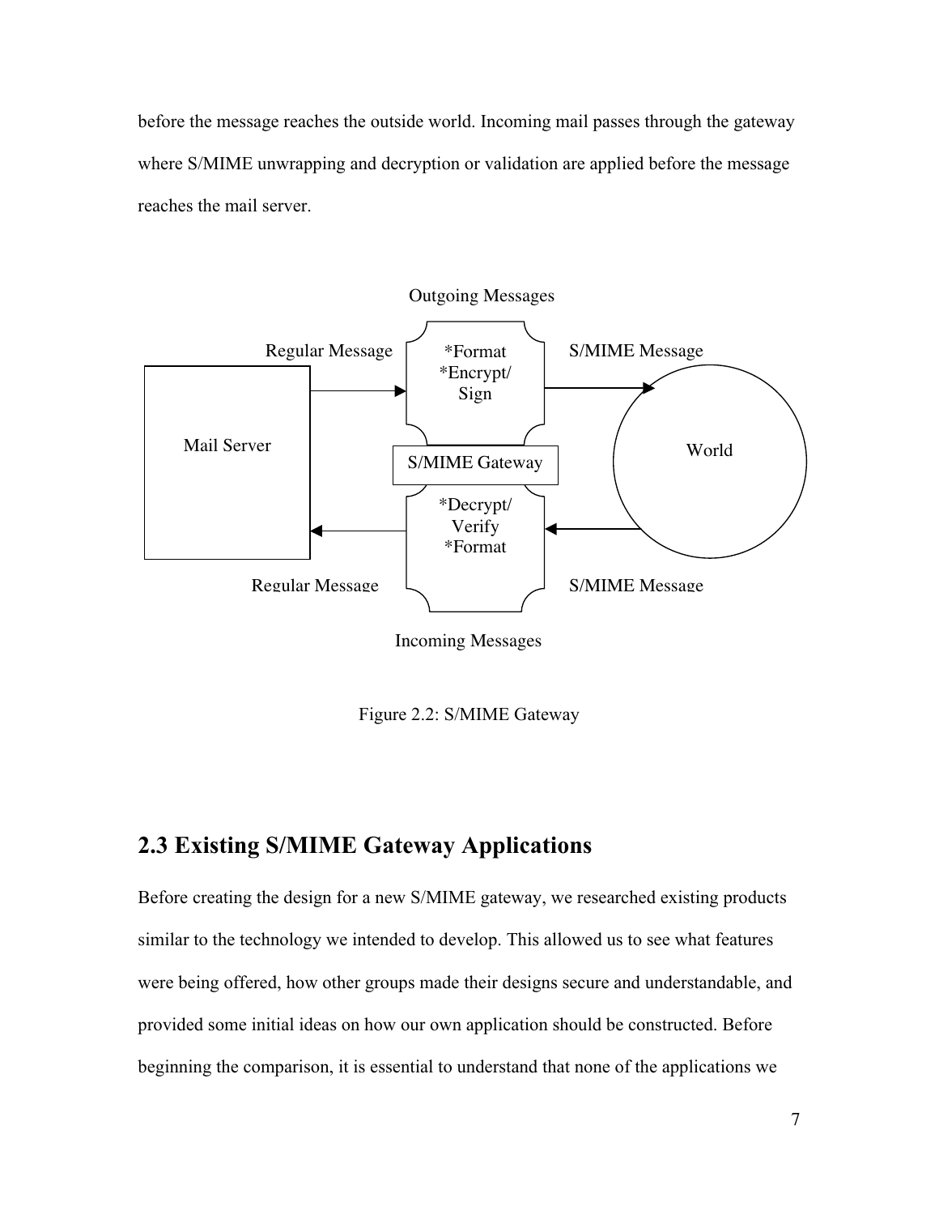before the message reaches the outside world. Incoming mail passes through the gateway where S/MIME unwrapping and decryption or validation are applied before the message reaches the mail server.

Outgoing Messages

Regular Message

*Format
*Encrypt/
Sign

S/MIME Message

Mail Server

S/MIME Gateway

World

*Decrypt/
Verify
*Format

Regular Message

S/MIME Message

Incoming Messages

Figure 2.2: S/MIME Gateway

## 2.3 Existing S/MIME Gateway Applications

Before creating the design for a new S/MIME gateway, we researched existing products similar to the technology we intended to develop. This allowed us to see what features were being offered, how other groups made their designs secure and understandable, and provided some initial ideas on how our own application should be constructed. Before beginning the comparison, it is essential to understand that none of the applications we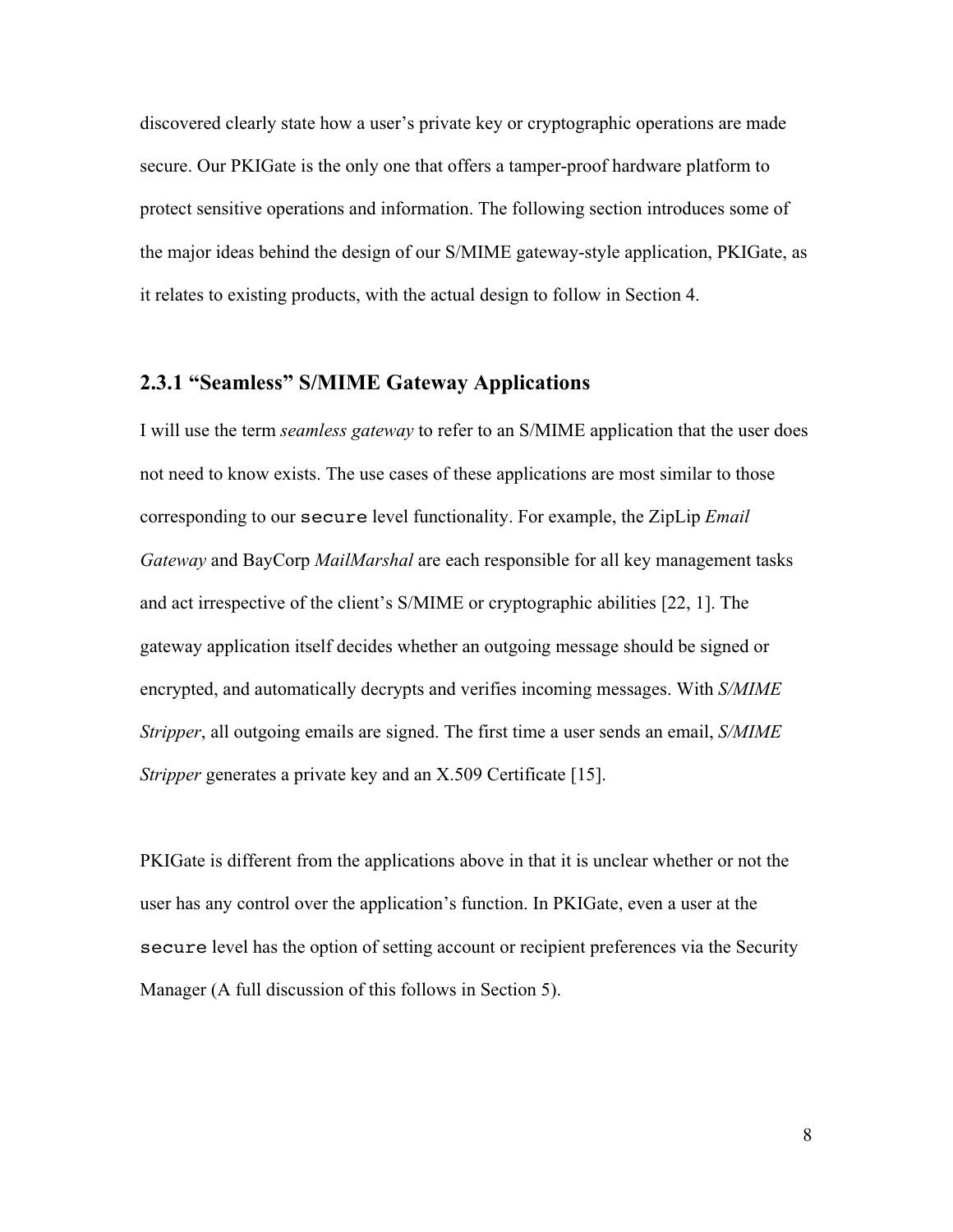discovered clearly state how a user's private key or cryptographic operations are made secure. Our PKIGate is the only one that offers a tamper-proof hardware platform to protect sensitive operations and information. The following section introduces some of the major ideas behind the design of our S/MIME gateway-style application, PKIGate, as it relates to existing products, with the actual design to follow in Section 4.

### 2.3.1 "Seamless" S/MIME Gateway Applications

I will use the term *seamless gateway* to refer to an S/MIME application that the user does not need to know exists. The use cases of these applications are most similar to those corresponding to our `secure` level functionality. For example, the ZipLip *Email Gateway* and BayCorp *MailMarshal* are each responsible for all key management tasks and act irrespective of the client's S/MIME or cryptographic abilities [22, 1]. The gateway application itself decides whether an outgoing message should be signed or encrypted, and automatically decrypts and verifies incoming messages. With *S/MIME Stripper*, all outgoing emails are signed. The first time a user sends an email, *S/MIME Stripper* generates a private key and an X.509 Certificate [15].

PKIGate is different from the applications above in that it is unclear whether or not the user has any control over the application's function. In PKIGate, even a user at the `secure` level has the option of setting account or recipient preferences via the Security Manager (A full discussion of this follows in Section 5).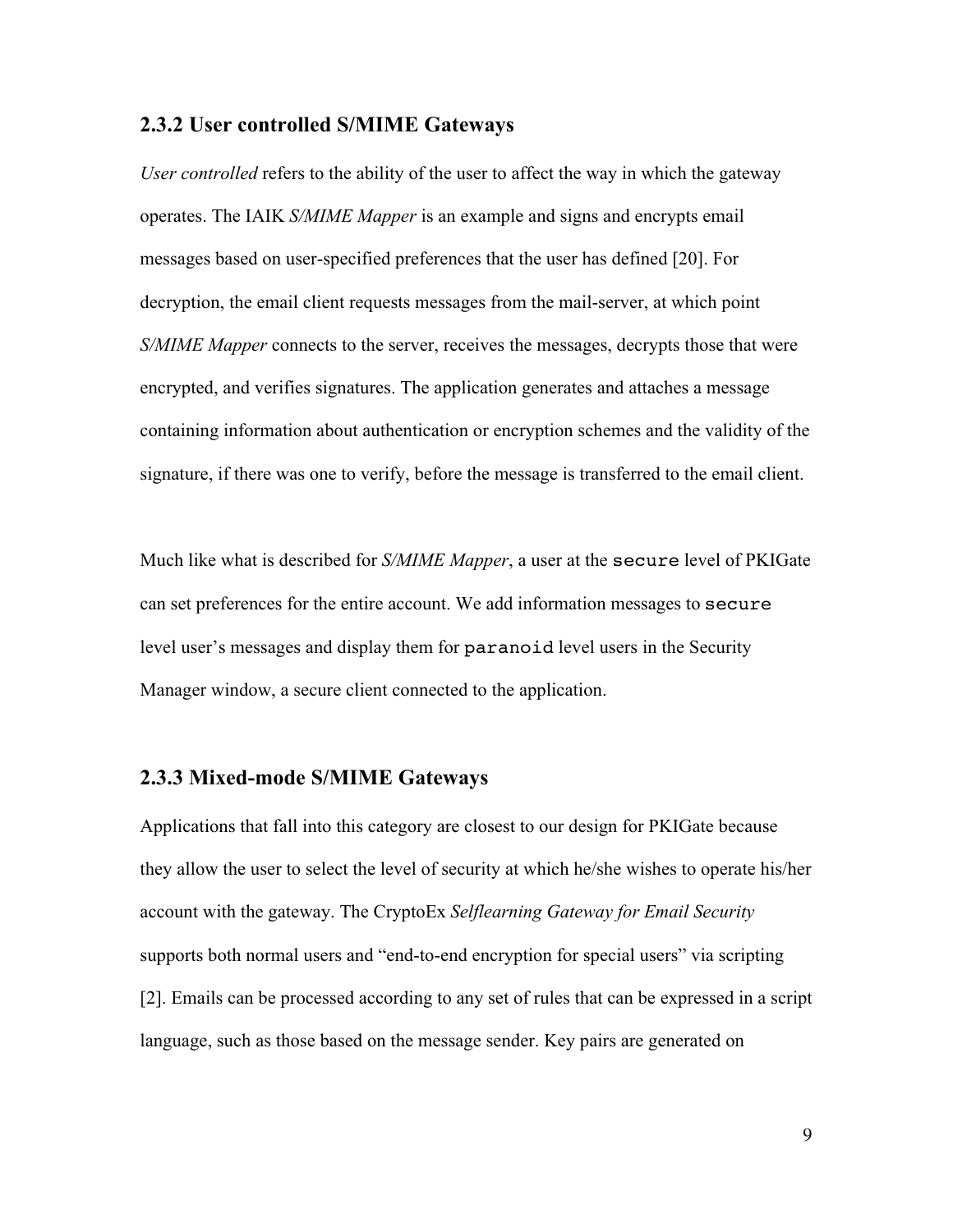### 2.3.2 User controlled S/MIME Gateways

*User controlled* refers to the ability of the user to affect the way in which the gateway operates. The IAIK *S/MIME Mapper* is an example and signs and encrypts email messages based on user-specified preferences that the user has defined [20]. For decryption, the email client requests messages from the mail-server, at which point *S/MIME Mapper* connects to the server, receives the messages, decrypts those that were encrypted, and verifies signatures. The application generates and attaches a message containing information about authentication or encryption schemes and the validity of the signature, if there was one to verify, before the message is transferred to the email client.

Much like what is described for *S/MIME Mapper*, a user at the `secure` level of PKIGate can set preferences for the entire account. We add information messages to `secure` level user's messages and display them for `paranoid` level users in the Security Manager window, a secure client connected to the application.

### 2.3.3 Mixed-mode S/MIME Gateways

Applications that fall into this category are closest to our design for PKIGate because they allow the user to select the level of security at which he/she wishes to operate his/her account with the gateway. The CryptoEx *Selflearning Gateway for Email Security* supports both normal users and "end-to-end encryption for special users" via scripting [2]. Emails can be processed according to any set of rules that can be expressed in a script language, such as those based on the message sender. Key pairs are generated on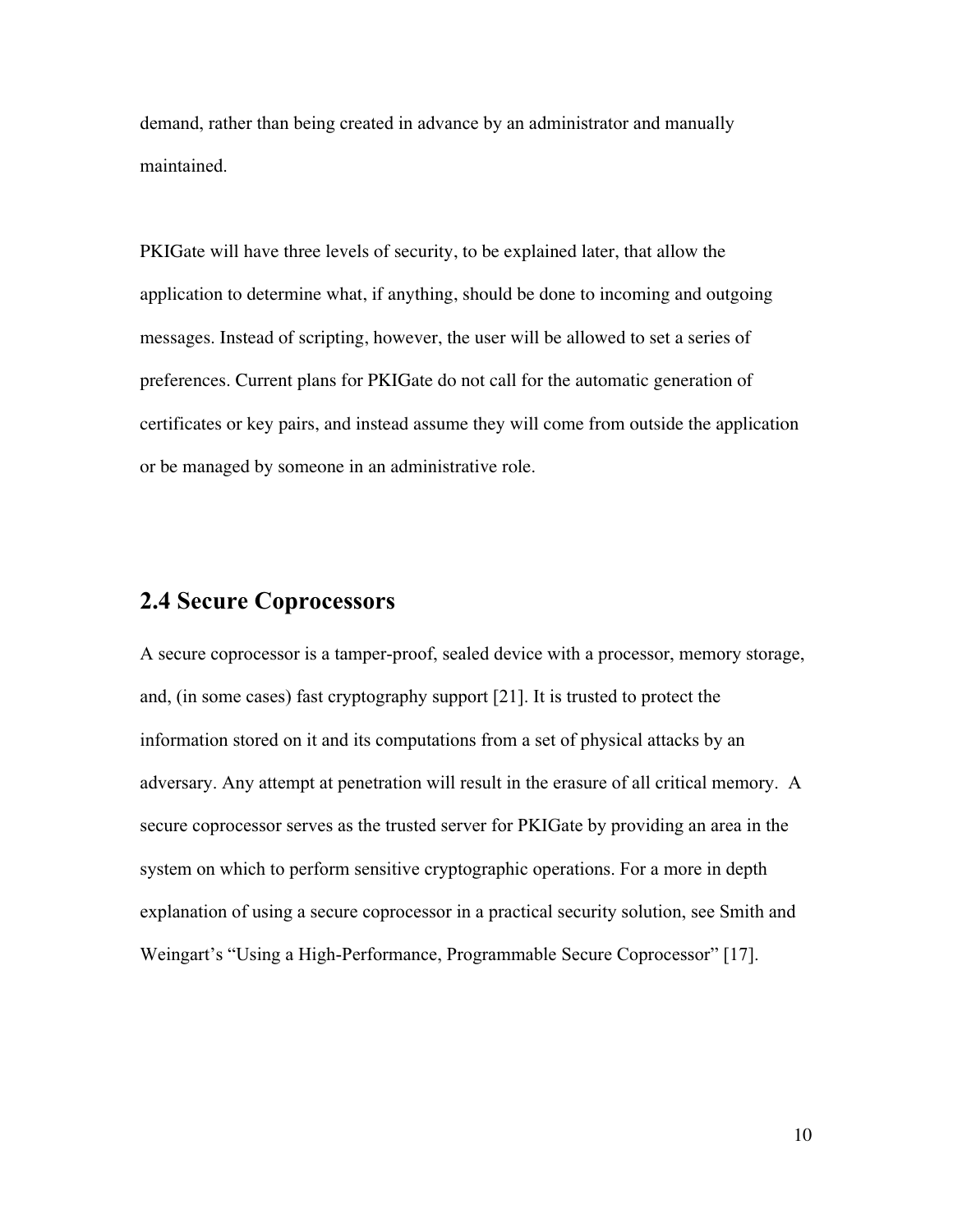demand, rather than being created in advance by an administrator and manually maintained.

PKIGate will have three levels of security, to be explained later, that allow the application to determine what, if anything, should be done to incoming and outgoing messages. Instead of scripting, however, the user will be allowed to set a series of preferences. Current plans for PKIGate do not call for the automatic generation of certificates or key pairs, and instead assume they will come from outside the application or be managed by someone in an administrative role.

## 2.4 Secure Coprocessors

A secure coprocessor is a tamper-proof, sealed device with a processor, memory storage, and, (in some cases) fast cryptography support [21]. It is trusted to protect the information stored on it and its computations from a set of physical attacks by an adversary. Any attempt at penetration will result in the erasure of all critical memory. A secure coprocessor serves as the trusted server for PKIGate by providing an area in the system on which to perform sensitive cryptographic operations. For a more in depth explanation of using a secure coprocessor in a practical security solution, see Smith and Weingart's "Using a High-Performance, Programmable Secure Coprocessor" [17].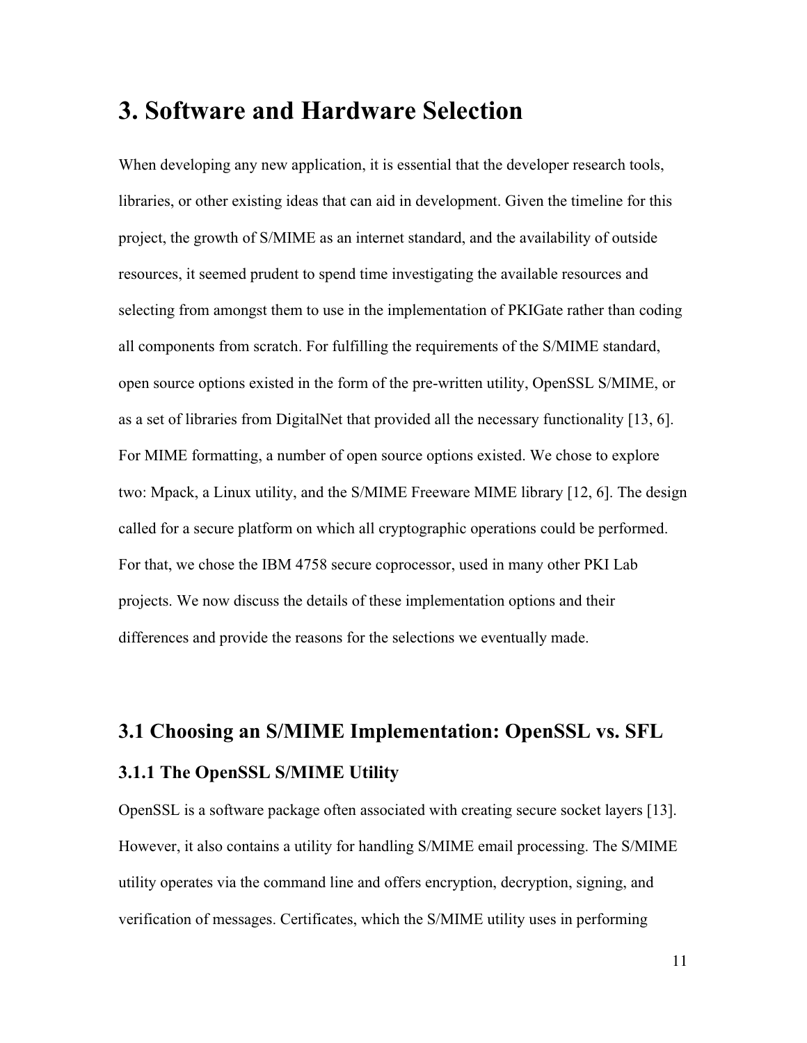# 3. Software and Hardware Selection

When developing any new application, it is essential that the developer research tools, libraries, or other existing ideas that can aid in development. Given the timeline for this project, the growth of S/MIME as an internet standard, and the availability of outside resources, it seemed prudent to spend time investigating the available resources and selecting from amongst them to use in the implementation of PKIGate rather than coding all components from scratch. For fulfilling the requirements of the S/MIME standard, open source options existed in the form of the pre-written utility, OpenSSL S/MIME, or as a set of libraries from DigitalNet that provided all the necessary functionality [13, 6]. For MIME formatting, a number of open source options existed. We chose to explore two: Mpack, a Linux utility, and the S/MIME Freeware MIME library [12, 6]. The design called for a secure platform on which all cryptographic operations could be performed. For that, we chose the IBM 4758 secure coprocessor, used in many other PKI Lab projects. We now discuss the details of these implementation options and their differences and provide the reasons for the selections we eventually made.

## 3.1 Choosing an S/MIME Implementation: OpenSSL vs. SFL

### 3.1.1 The OpenSSL S/MIME Utility

OpenSSL is a software package often associated with creating secure socket layers [13]. However, it also contains a utility for handling S/MIME email processing. The S/MIME utility operates via the command line and offers encryption, decryption, signing, and verification of messages. Certificates, which the S/MIME utility uses in performing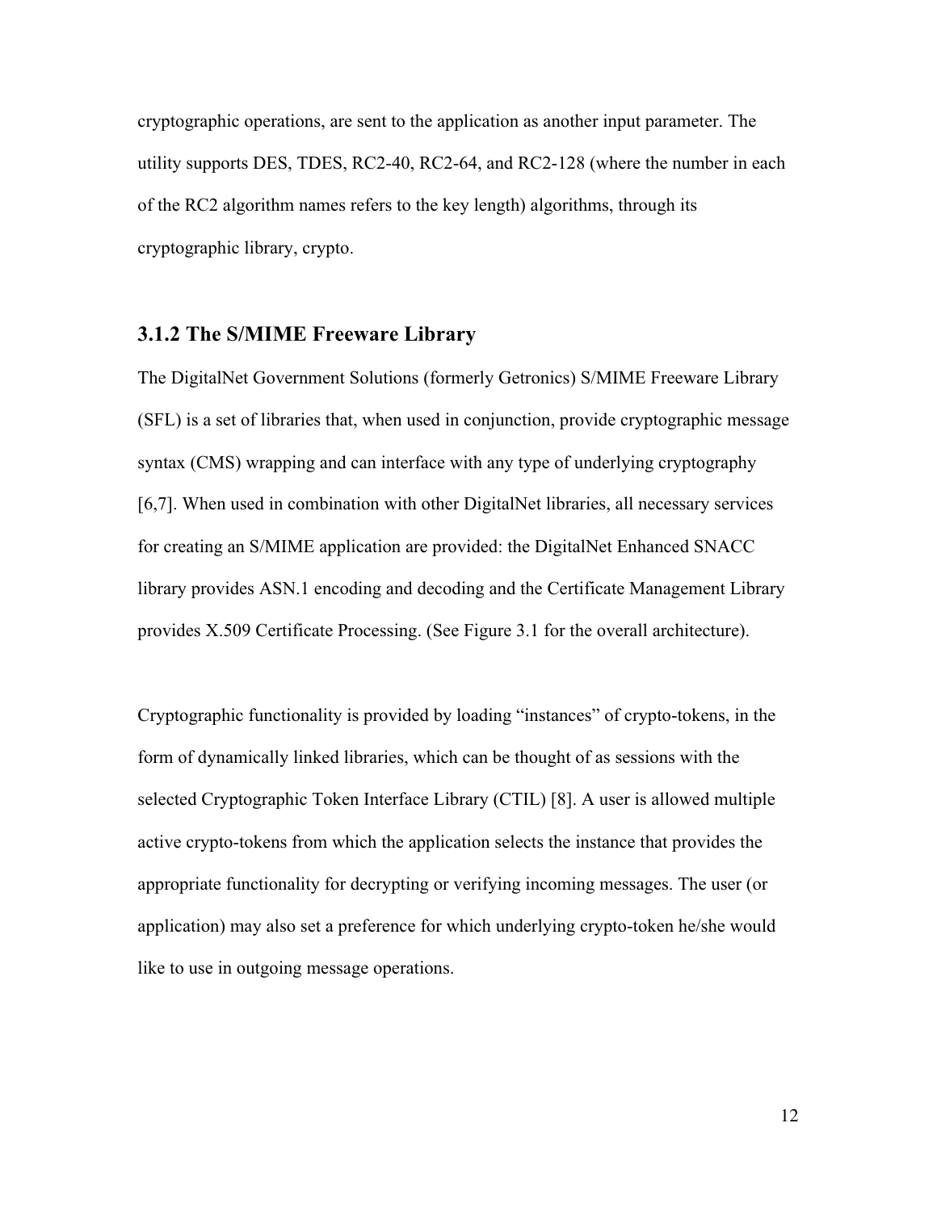cryptographic operations, are sent to the application as another input parameter. The utility supports DES, TDES, RC2-40, RC2-64, and RC2-128 (where the number in each of the RC2 algorithm names refers to the key length) algorithms, through its cryptographic library, crypto.

### 3.1.2 The S/MIME Freeware Library

The DigitalNet Government Solutions (formerly Getronics) S/MIME Freeware Library (SFL) is a set of libraries that, when used in conjunction, provide cryptographic message syntax (CMS) wrapping and can interface with any type of underlying cryptography [6,7]. When used in combination with other DigitalNet libraries, all necessary services for creating an S/MIME application are provided: the DigitalNet Enhanced SNACC library provides ASN.1 encoding and decoding and the Certificate Management Library provides X.509 Certificate Processing. (See Figure 3.1 for the overall architecture).

Cryptographic functionality is provided by loading "instances" of crypto-tokens, in the form of dynamically linked libraries, which can be thought of as sessions with the selected Cryptographic Token Interface Library (CTIL) [8]. A user is allowed multiple active crypto-tokens from which the application selects the instance that provides the appropriate functionality for decrypting or verifying incoming messages. The user (or application) may also set a preference for which underlying crypto-token he/she would like to use in outgoing message operations.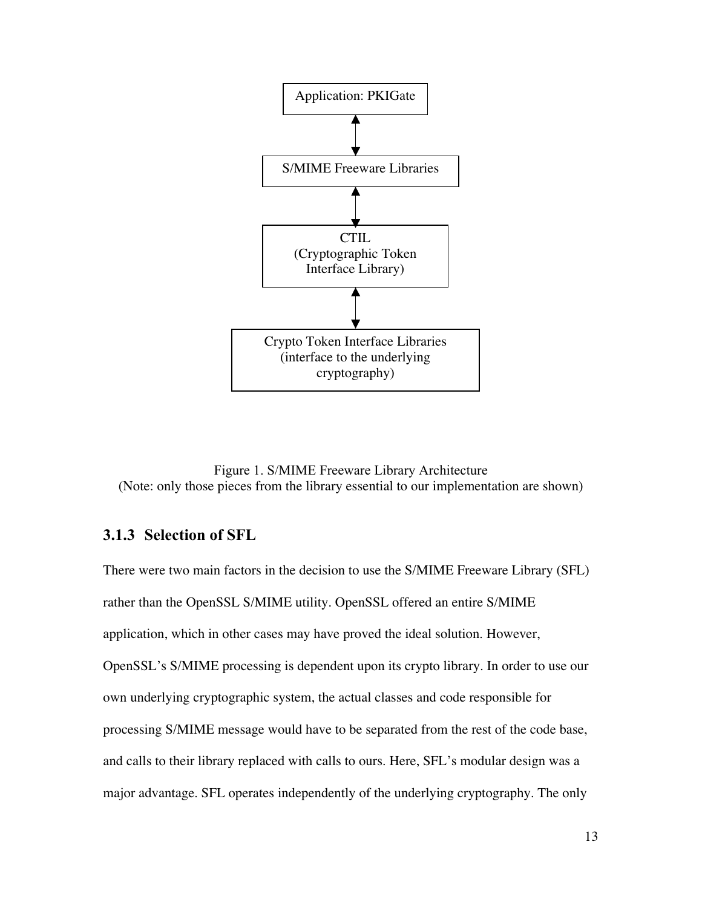Application: PKIGate

S/MIME Freeware Libraries

CTIL
(Cryptographic Token Interface Library)

Crypto Token Interface Libraries
(interface to the underlying cryptography)

Figure 1. S/MIME Freeware Library Architecture
(Note: only those pieces from the library essential to our implementation are shown)

### 3.1.3 Selection of SFL

There were two main factors in the decision to use the S/MIME Freeware Library (SFL) rather than the OpenSSL S/MIME utility. OpenSSL offered an entire S/MIME application, which in other cases may have proved the ideal solution. However, OpenSSL's S/MIME processing is dependent upon its crypto library. In order to use our own underlying cryptographic system, the actual classes and code responsible for processing S/MIME message would have to be separated from the rest of the code base, and calls to their library replaced with calls to ours. Here, SFL's modular design was a major advantage. SFL operates independently of the underlying cryptography. The only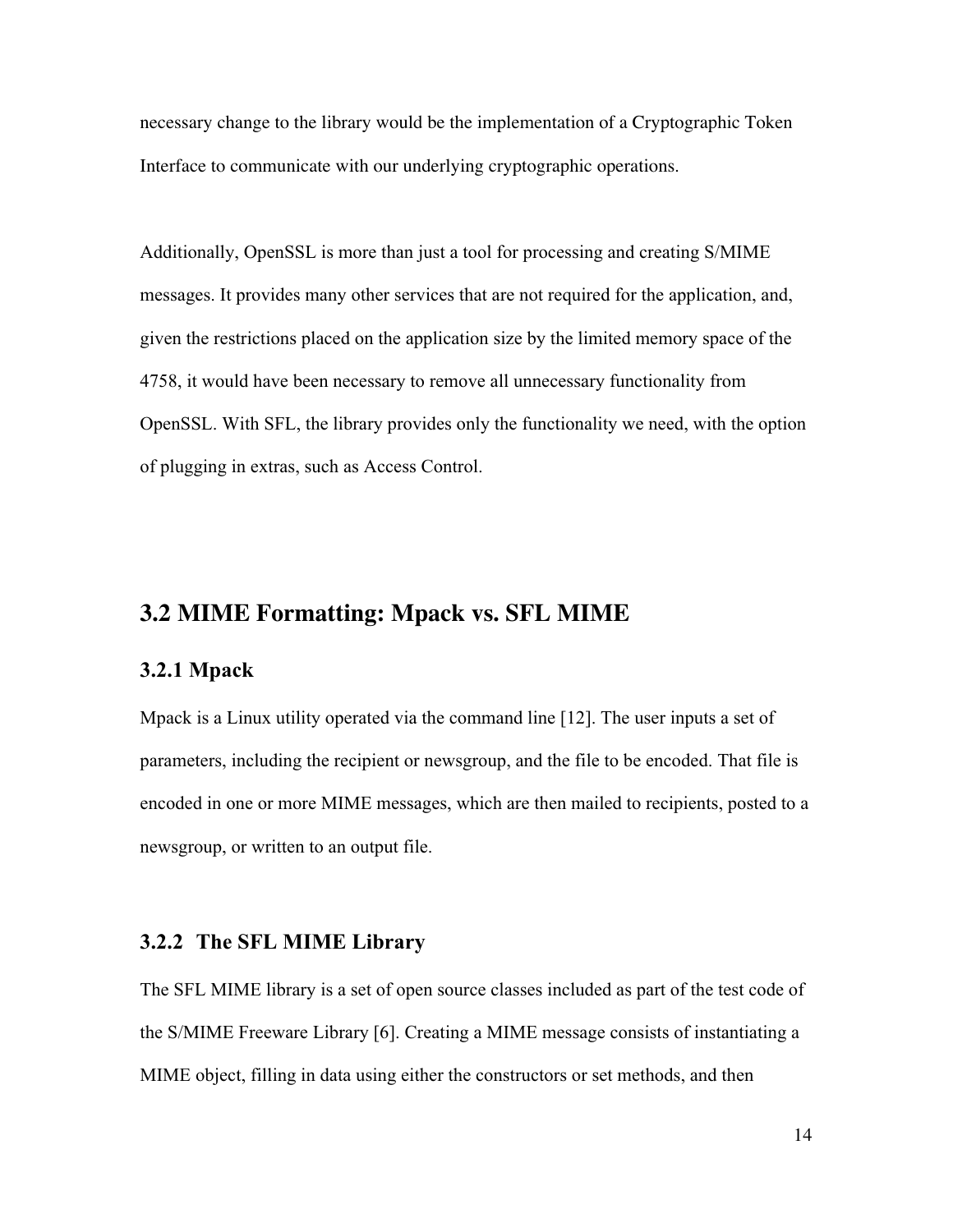necessary change to the library would be the implementation of a Cryptographic Token Interface to communicate with our underlying cryptographic operations.

Additionally, OpenSSL is more than just a tool for processing and creating S/MIME messages. It provides many other services that are not required for the application, and, given the restrictions placed on the application size by the limited memory space of the 4758, it would have been necessary to remove all unnecessary functionality from OpenSSL. With SFL, the library provides only the functionality we need, with the option of plugging in extras, such as Access Control.

## 3.2 MIME Formatting: Mpack vs. SFL MIME

### 3.2.1 Mpack

Mpack is a Linux utility operated via the command line [12]. The user inputs a set of parameters, including the recipient or newsgroup, and the file to be encoded. That file is encoded in one or more MIME messages, which are then mailed to recipients, posted to a newsgroup, or written to an output file.

### 3.2.2 The SFL MIME Library

The SFL MIME library is a set of open source classes included as part of the test code of the S/MIME Freeware Library [6]. Creating a MIME message consists of instantiating a MIME object, filling in data using either the constructors or set methods, and then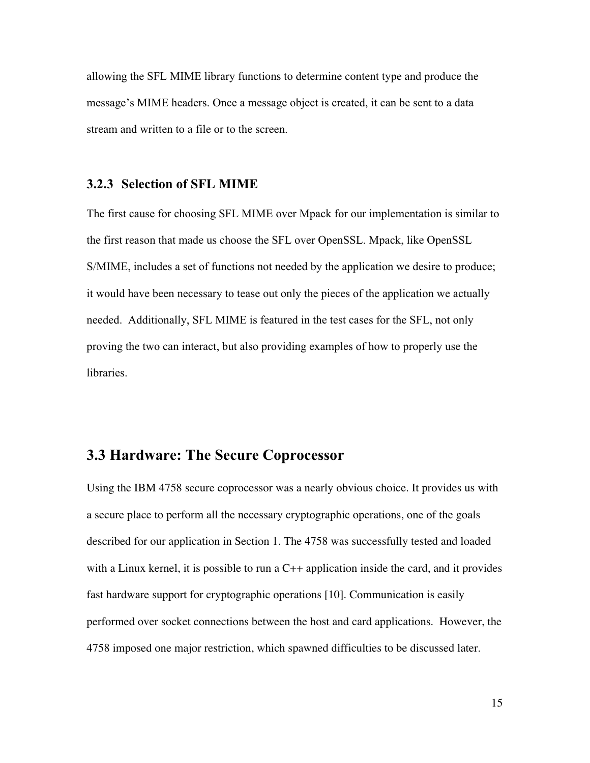allowing the SFL MIME library functions to determine content type and produce the message's MIME headers. Once a message object is created, it can be sent to a data stream and written to a file or to the screen.

### 3.2.3 Selection of SFL MIME

The first cause for choosing SFL MIME over Mpack for our implementation is similar to the first reason that made us choose the SFL over OpenSSL. Mpack, like OpenSSL S/MIME, includes a set of functions not needed by the application we desire to produce; it would have been necessary to tease out only the pieces of the application we actually needed. Additionally, SFL MIME is featured in the test cases for the SFL, not only proving the two can interact, but also providing examples of how to properly use the libraries.

## 3.3 Hardware: The Secure Coprocessor

Using the IBM 4758 secure coprocessor was a nearly obvious choice. It provides us with a secure place to perform all the necessary cryptographic operations, one of the goals described for our application in Section 1. The 4758 was successfully tested and loaded with a Linux kernel, it is possible to run a C++ application inside the card, and it provides fast hardware support for cryptographic operations [10]. Communication is easily performed over socket connections between the host and card applications. However, the 4758 imposed one major restriction, which spawned difficulties to be discussed later.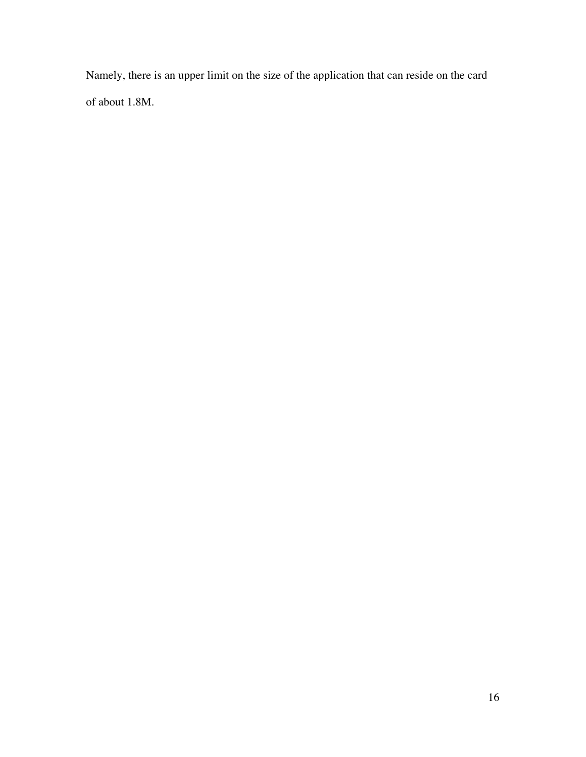Namely, there is an upper limit on the size of the application that can reside on the card of about 1.8M.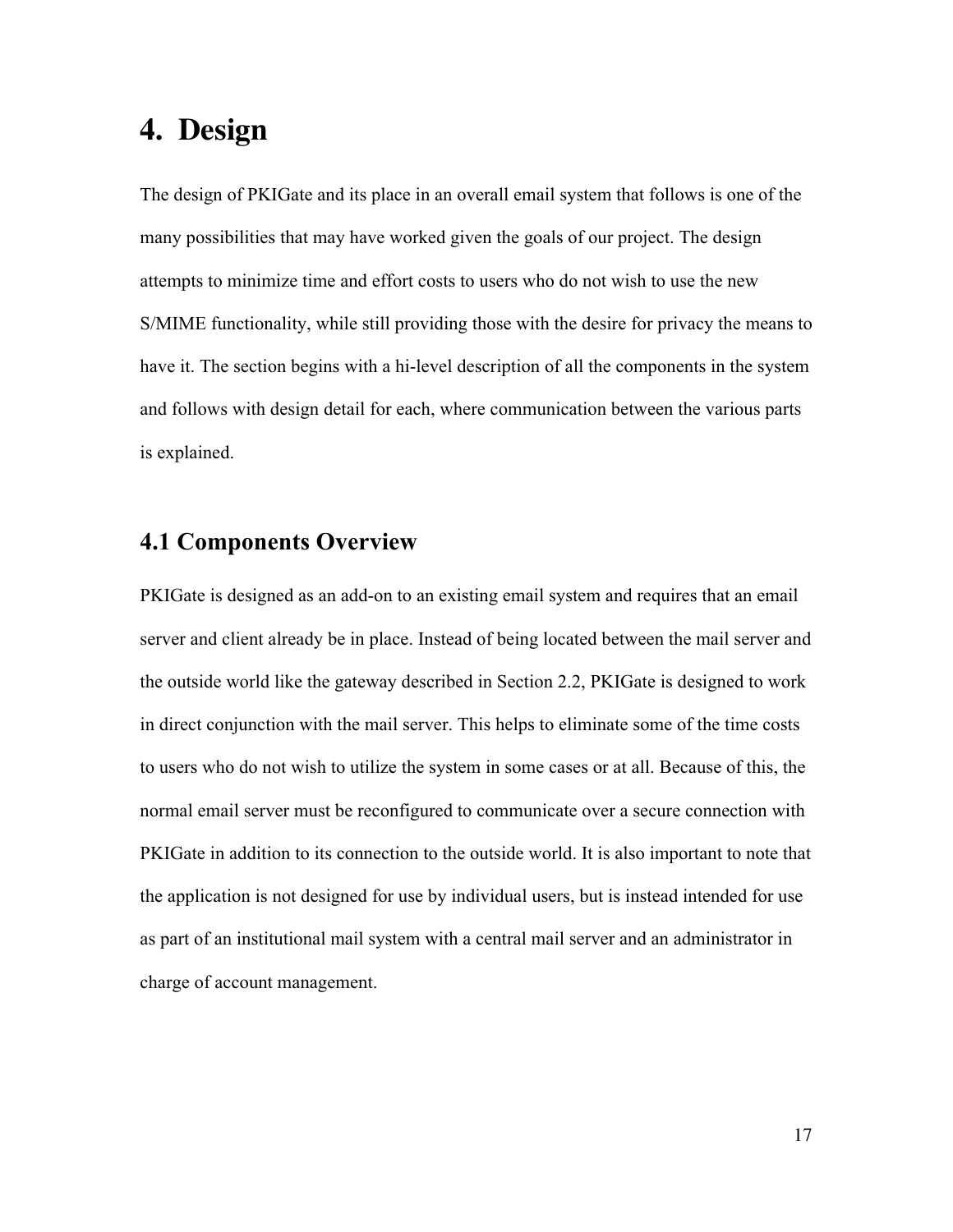# 4. Design

The design of PKIGate and its place in an overall email system that follows is one of the many possibilities that may have worked given the goals of our project. The design attempts to minimize time and effort costs to users who do not wish to use the new S/MIME functionality, while still providing those with the desire for privacy the means to have it. The section begins with a hi-level description of all the components in the system and follows with design detail for each, where communication between the various parts is explained.

## 4.1 Components Overview

PKIGate is designed as an add-on to an existing email system and requires that an email server and client already be in place. Instead of being located between the mail server and the outside world like the gateway described in Section 2.2, PKIGate is designed to work in direct conjunction with the mail server. This helps to eliminate some of the time costs to users who do not wish to utilize the system in some cases or at all. Because of this, the normal email server must be reconfigured to communicate over a secure connection with PKIGate in addition to its connection to the outside world. It is also important to note that the application is not designed for use by individual users, but is instead intended for use as part of an institutional mail system with a central mail server and an administrator in charge of account management.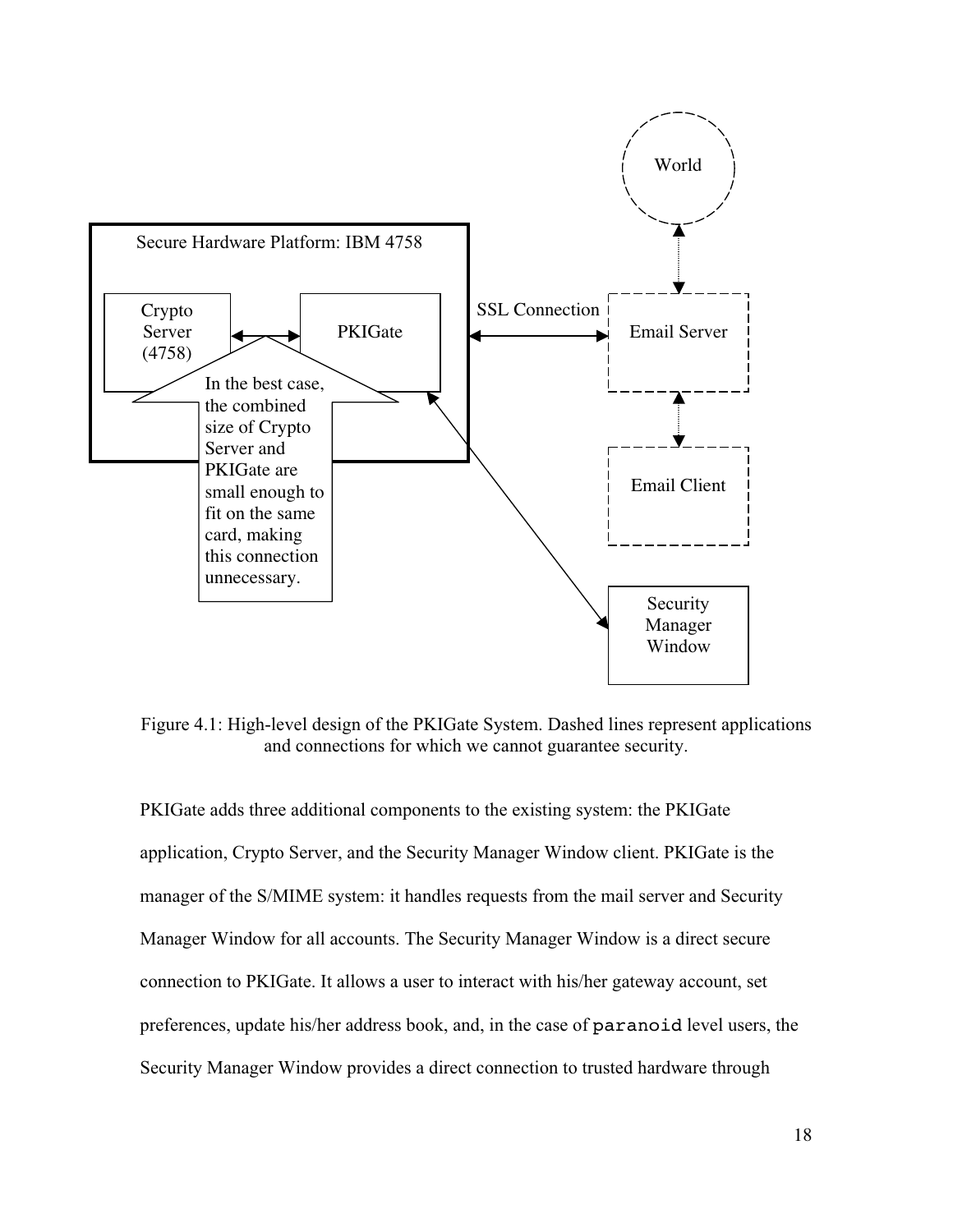Figure 4.1: High-level design of the PKIGate System. Dashed lines represent applications and connections for which we cannot guarantee security.

PKIGate adds three additional components to the existing system: the PKIGate application, Crypto Server, and the Security Manager Window client. PKIGate is the manager of the S/MIME system: it handles requests from the mail server and Security Manager Window for all accounts. The Security Manager Window is a direct secure connection to PKIGate. It allows a user to interact with his/her gateway account, set preferences, update his/her address book, and, in the case of `paranoid` level users, the Security Manager Window provides a direct connection to trusted hardware through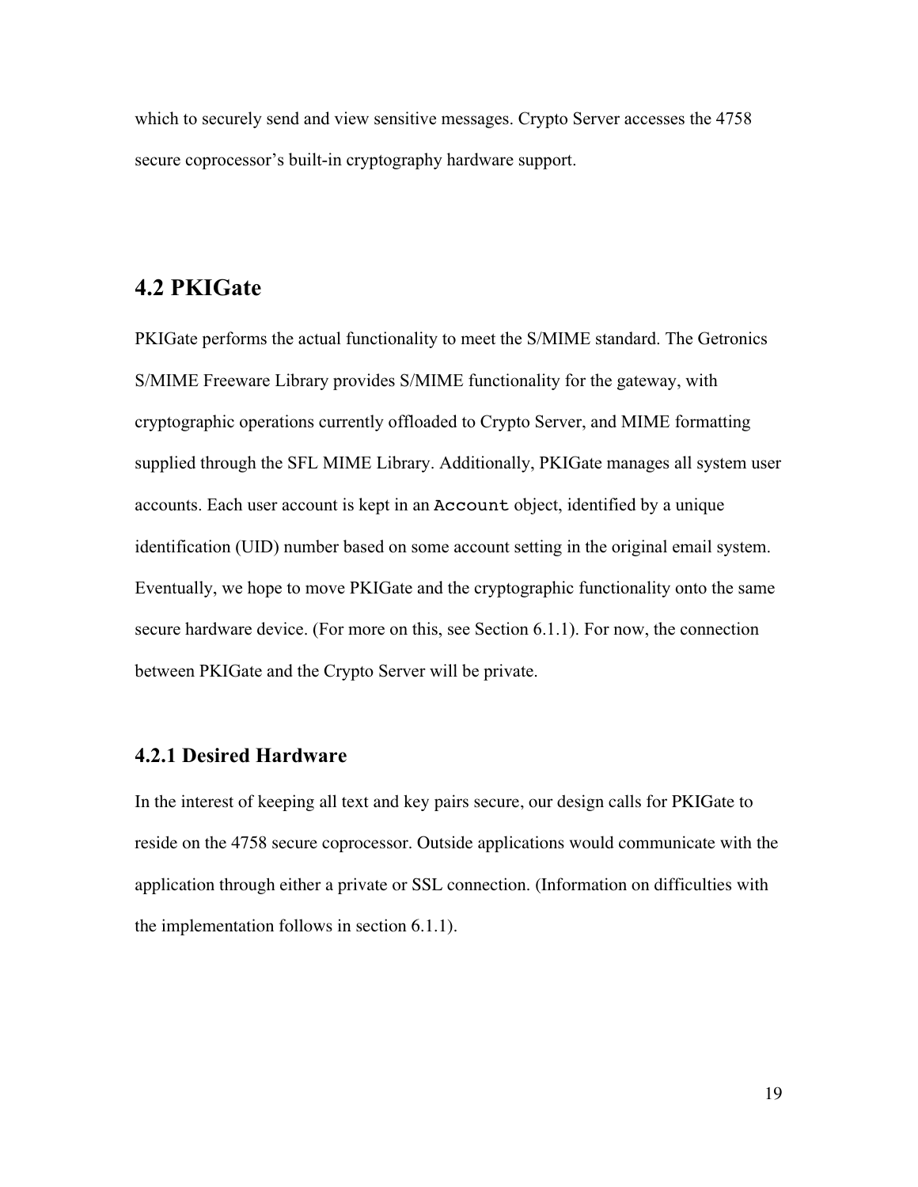which to securely send and view sensitive messages. Crypto Server accesses the 4758 secure coprocessor's built-in cryptography hardware support.

## 4.2 PKIGate

PKIGate performs the actual functionality to meet the S/MIME standard. The Getronics S/MIME Freeware Library provides S/MIME functionality for the gateway, with cryptographic operations currently offloaded to Crypto Server, and MIME formatting supplied through the SFL MIME Library. Additionally, PKIGate manages all system user accounts. Each user account is kept in an `Account` object, identified by a unique identification (UID) number based on some account setting in the original email system. Eventually, we hope to move PKIGate and the cryptographic functionality onto the same secure hardware device. (For more on this, see Section 6.1.1). For now, the connection between PKIGate and the Crypto Server will be private.

### 4.2.1 Desired Hardware

In the interest of keeping all text and key pairs secure, our design calls for PKIGate to reside on the 4758 secure coprocessor. Outside applications would communicate with the application through either a private or SSL connection. (Information on difficulties with the implementation follows in section 6.1.1).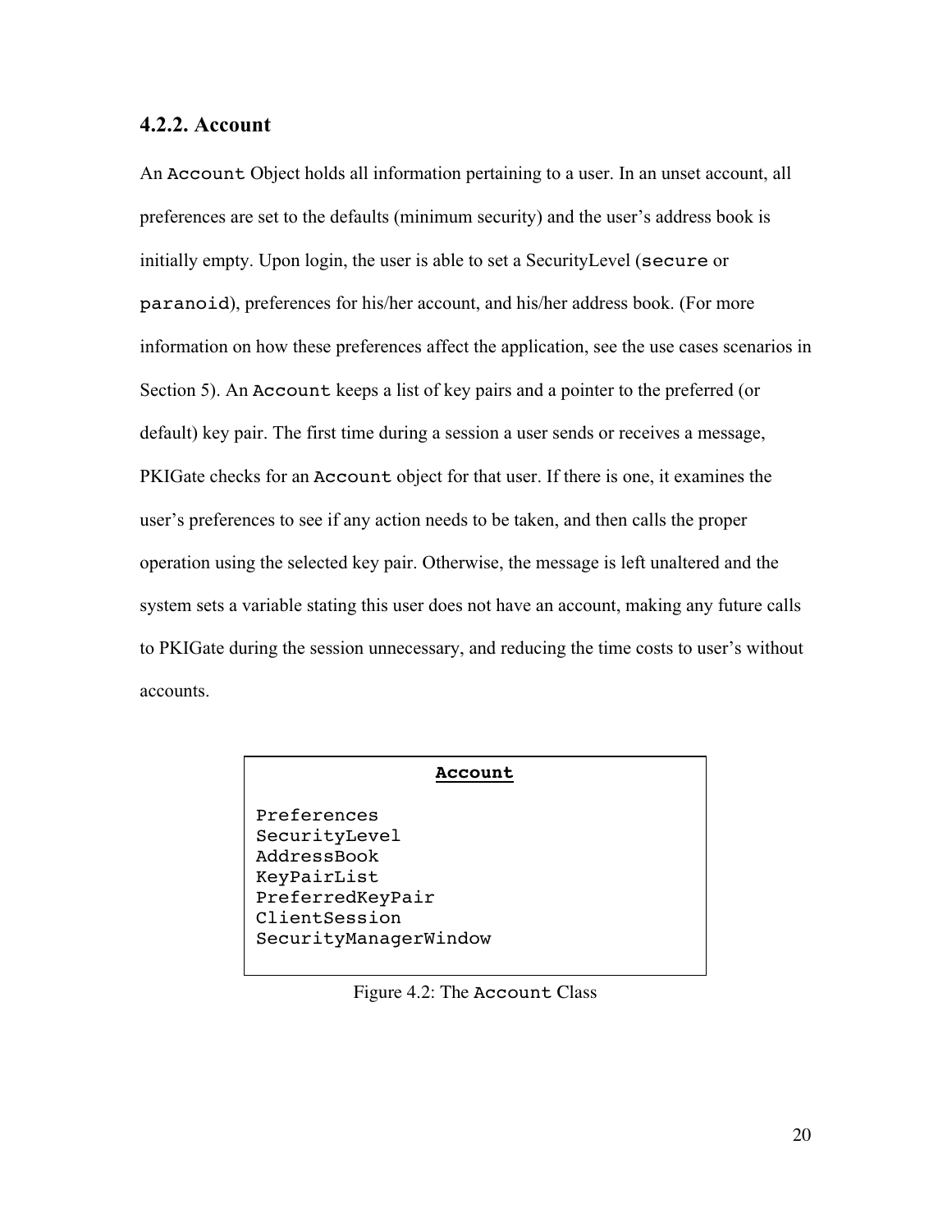### 4.2.2. Account

An `Account` Object holds all information pertaining to a user. In an unset account, all preferences are set to the defaults (minimum security) and the user's address book is initially empty. Upon login, the user is able to set a SecurityLevel (`secure` or `paranoid`), preferences for his/her account, and his/her address book. (For more information on how these preferences affect the application, see the use cases scenarios in Section 5). An `Account` keeps a list of key pairs and a pointer to the preferred (or default) key pair. The first time during a session a user sends or receives a message, PKIGate checks for an `Account` object for that user. If there is one, it examines the user's preferences to see if any action needs to be taken, and then calls the proper operation using the selected key pair. Otherwise, the message is left unaltered and the system sets a variable stating this user does not have an account, making any future calls to PKIGate during the session unnecessary, and reducing the time costs to user's without accounts.

```
                    Account

Preferences
SecurityLevel
AddressBook
KeyPairList
PreferredKeyPair
ClientSession
SecurityManagerWindow
```

Figure 4.2: The `Account` Class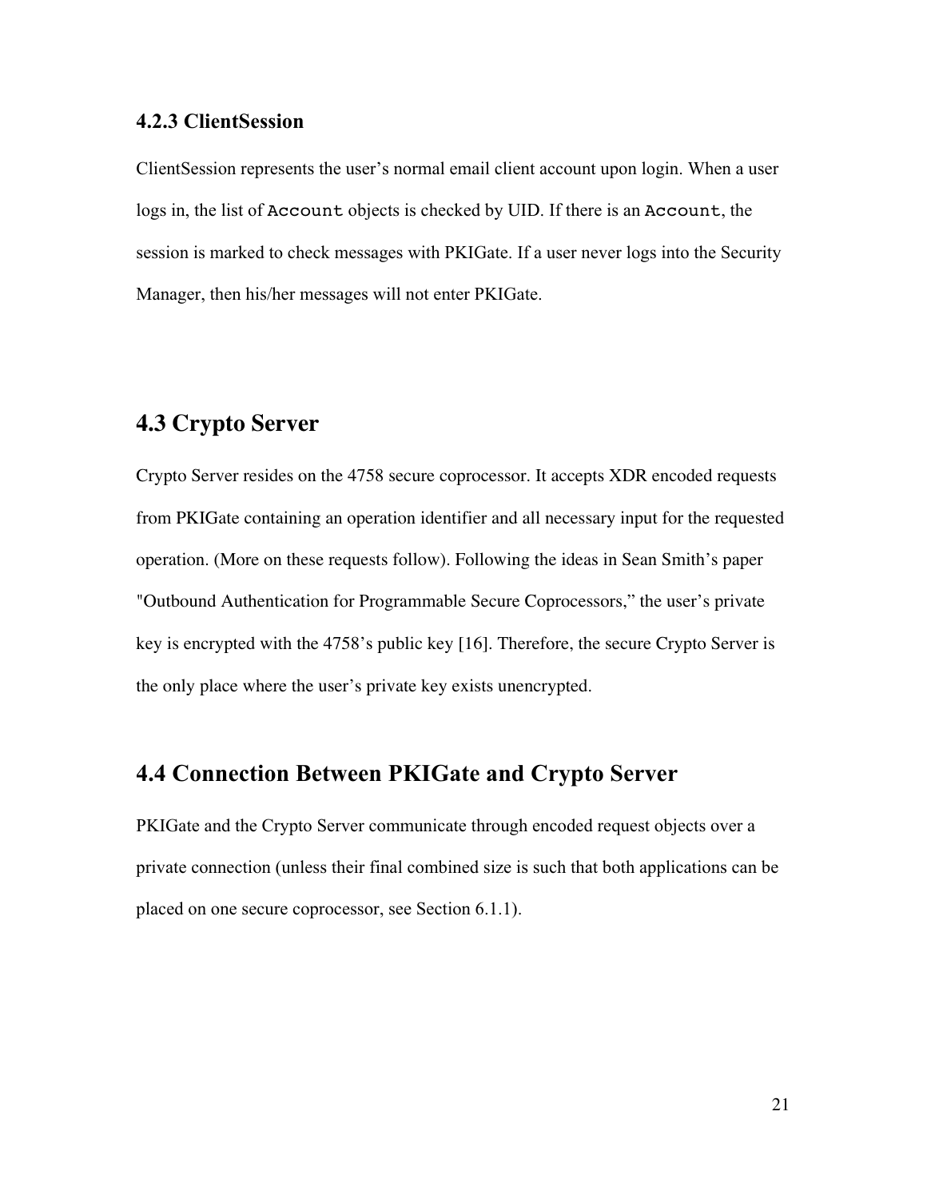### 4.2.3 ClientSession

ClientSession represents the user's normal email client account upon login. When a user logs in, the list of `Account` objects is checked by UID. If there is an `Account`, the session is marked to check messages with PKIGate. If a user never logs into the Security Manager, then his/her messages will not enter PKIGate.

## 4.3 Crypto Server

Crypto Server resides on the 4758 secure coprocessor. It accepts XDR encoded requests from PKIGate containing an operation identifier and all necessary input for the requested operation. (More on these requests follow). Following the ideas in Sean Smith's paper "Outbound Authentication for Programmable Secure Coprocessors," the user's private key is encrypted with the 4758's public key [16]. Therefore, the secure Crypto Server is the only place where the user's private key exists unencrypted.

## 4.4 Connection Between PKIGate and Crypto Server

PKIGate and the Crypto Server communicate through encoded request objects over a private connection (unless their final combined size is such that both applications can be placed on one secure coprocessor, see Section 6.1.1).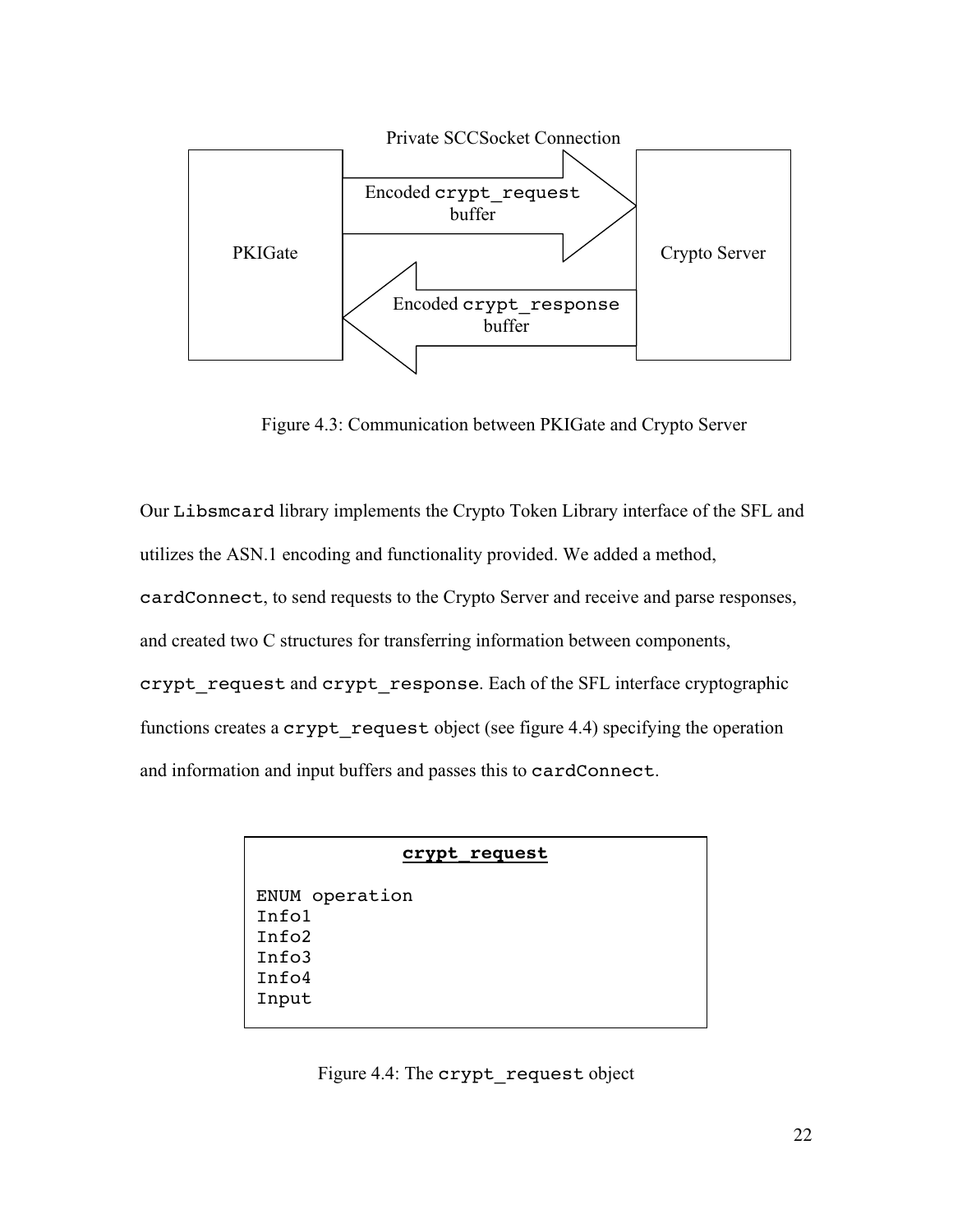Private SCCSocket Connection

PKIGate → Encoded `crypt_request` buffer → Crypto Server

Crypto Server → Encoded `crypt_response` buffer → PKIGate

Figure 4.3: Communication between PKIGate and Crypto Server

Our `Libsmcard` library implements the Crypto Token Library interface of the SFL and utilizes the ASN.1 encoding and functionality provided. We added a method, `cardConnect`, to send requests to the Crypto Server and receive and parse responses, and created two C structures for transferring information between components, `crypt_request` and `crypt_response`. Each of the SFL interface cryptographic functions creates a `crypt_request` object (see figure 4.4) specifying the operation and information and input buffers and passes this to `cardConnect`.

```
crypt_request

ENUM operation
Info1
Info2
Info3
Info4
Input
```

Figure 4.4: The `crypt_request` object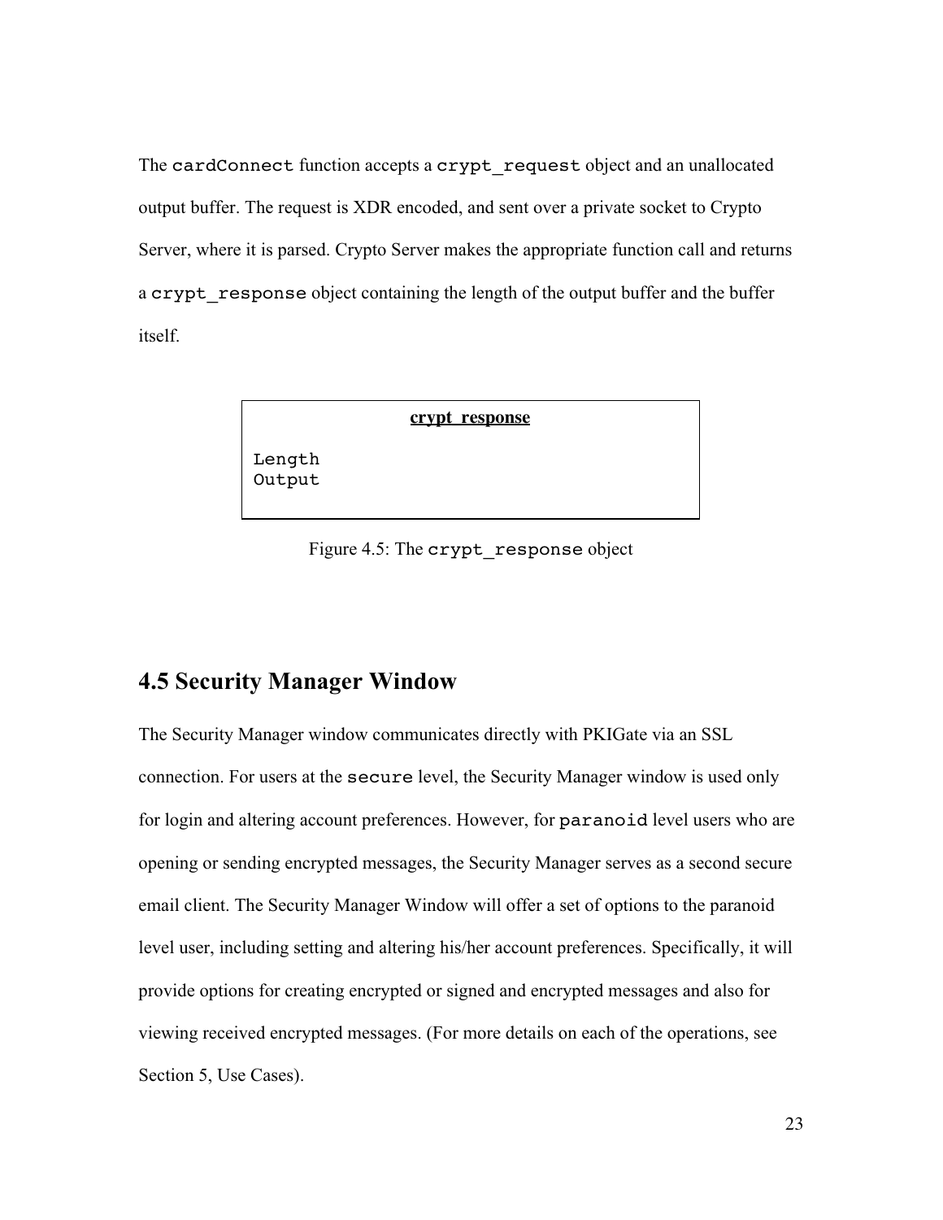The `cardConnect` function accepts a `crypt_request` object and an unallocated output buffer. The request is XDR encoded, and sent over a private socket to Crypto Server, where it is parsed. Crypto Server makes the appropriate function call and returns a `crypt_response` object containing the length of the output buffer and the buffer itself.

| **crypt_response** |
| --- |
| `Length`<br>`Output` |

Figure 4.5: The `crypt_response` object

## 4.5 Security Manager Window

The Security Manager window communicates directly with PKIGate via an SSL connection. For users at the `secure` level, the Security Manager window is used only for login and altering account preferences. However, for `paranoid` level users who are opening or sending encrypted messages, the Security Manager serves as a second secure email client. The Security Manager Window will offer a set of options to the paranoid level user, including setting and altering his/her account preferences. Specifically, it will provide options for creating encrypted or signed and encrypted messages and also for viewing received encrypted messages. (For more details on each of the operations, see Section 5, Use Cases).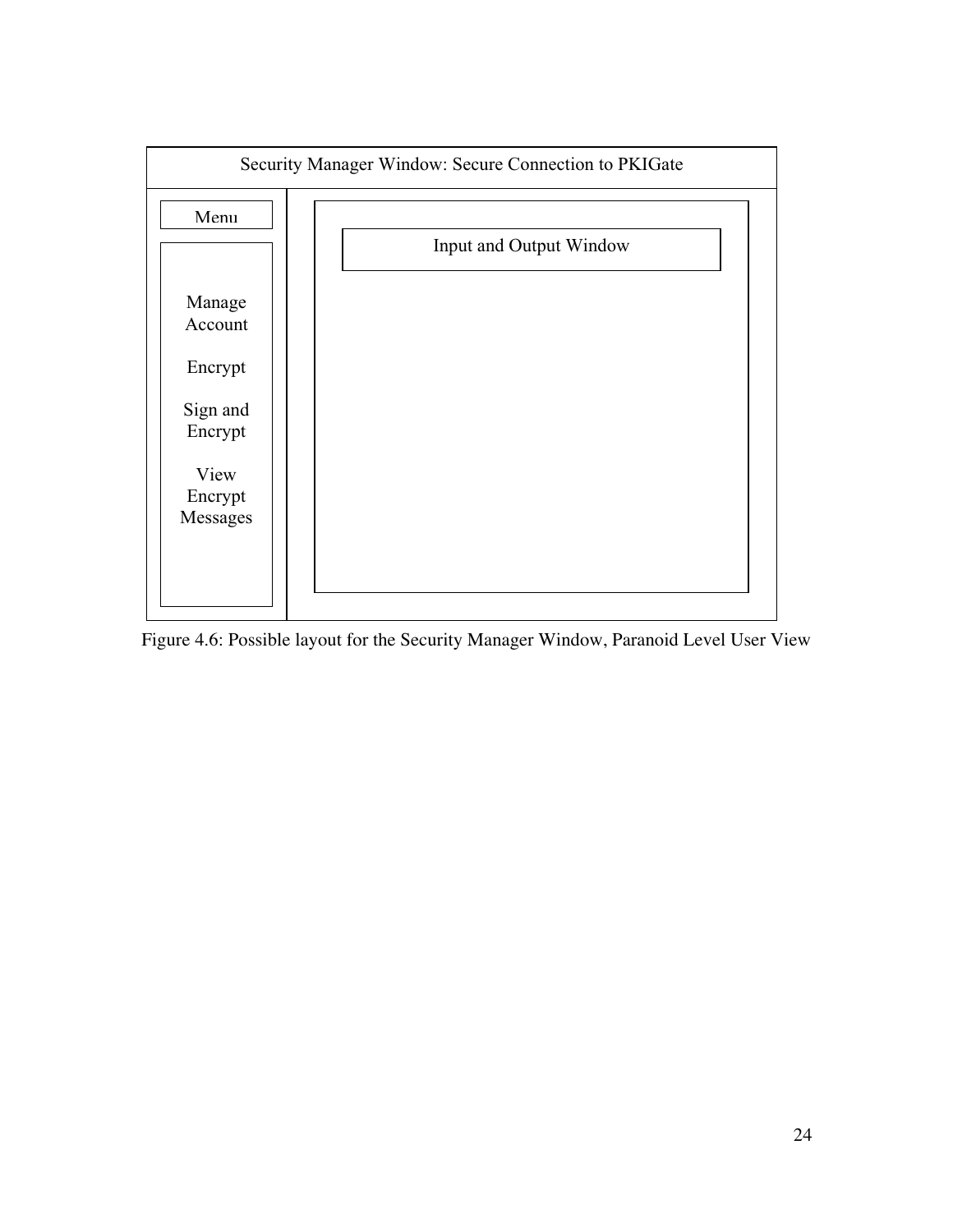Security Manager Window: Secure Connection to PKIGate

Menu

Manage Account

Encrypt

Sign and Encrypt

View Encrypt Messages

Input and Output Window

Figure 4.6: Possible layout for the Security Manager Window, Paranoid Level User View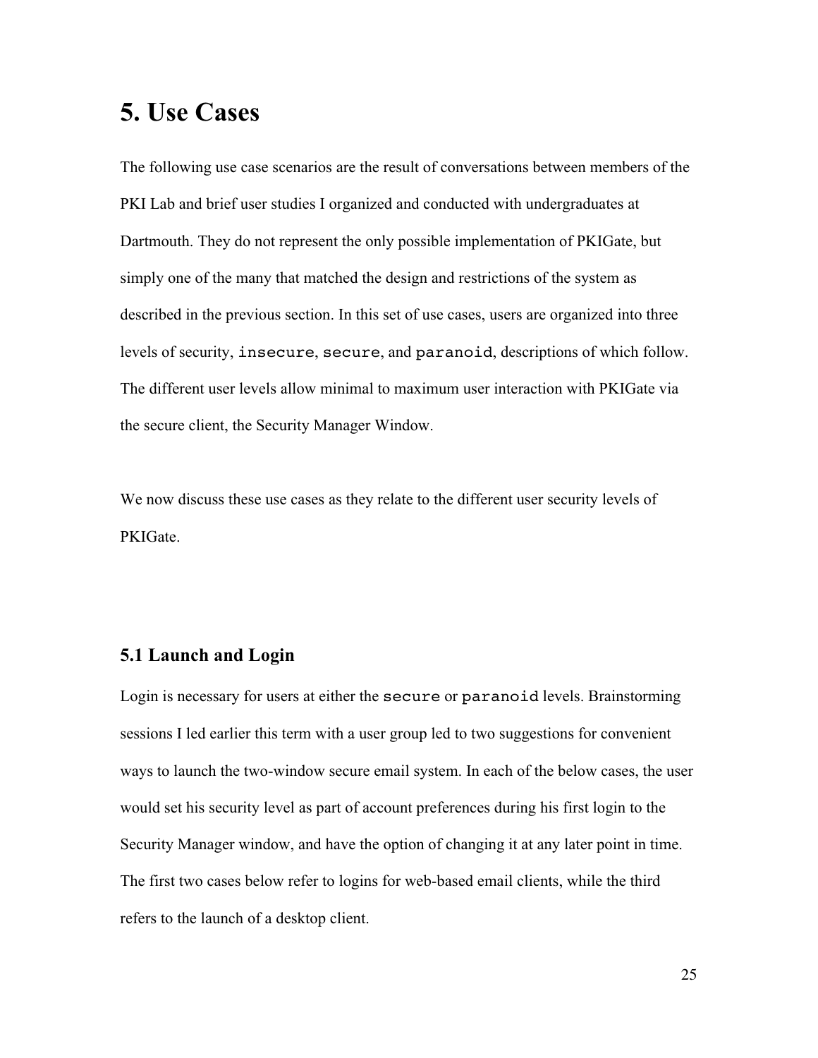# 5. Use Cases

The following use case scenarios are the result of conversations between members of the PKI Lab and brief user studies I organized and conducted with undergraduates at Dartmouth. They do not represent the only possible implementation of PKIGate, but simply one of the many that matched the design and restrictions of the system as described in the previous section. In this set of use cases, users are organized into three levels of security, `insecure`, `secure`, and `paranoid`, descriptions of which follow. The different user levels allow minimal to maximum user interaction with PKIGate via the secure client, the Security Manager Window.

We now discuss these use cases as they relate to the different user security levels of PKIGate.

## 5.1 Launch and Login

Login is necessary for users at either the `secure` or `paranoid` levels. Brainstorming sessions I led earlier this term with a user group led to two suggestions for convenient ways to launch the two-window secure email system. In each of the below cases, the user would set his security level as part of account preferences during his first login to the Security Manager window, and have the option of changing it at any later point in time. The first two cases below refer to logins for web-based email clients, while the third refers to the launch of a desktop client.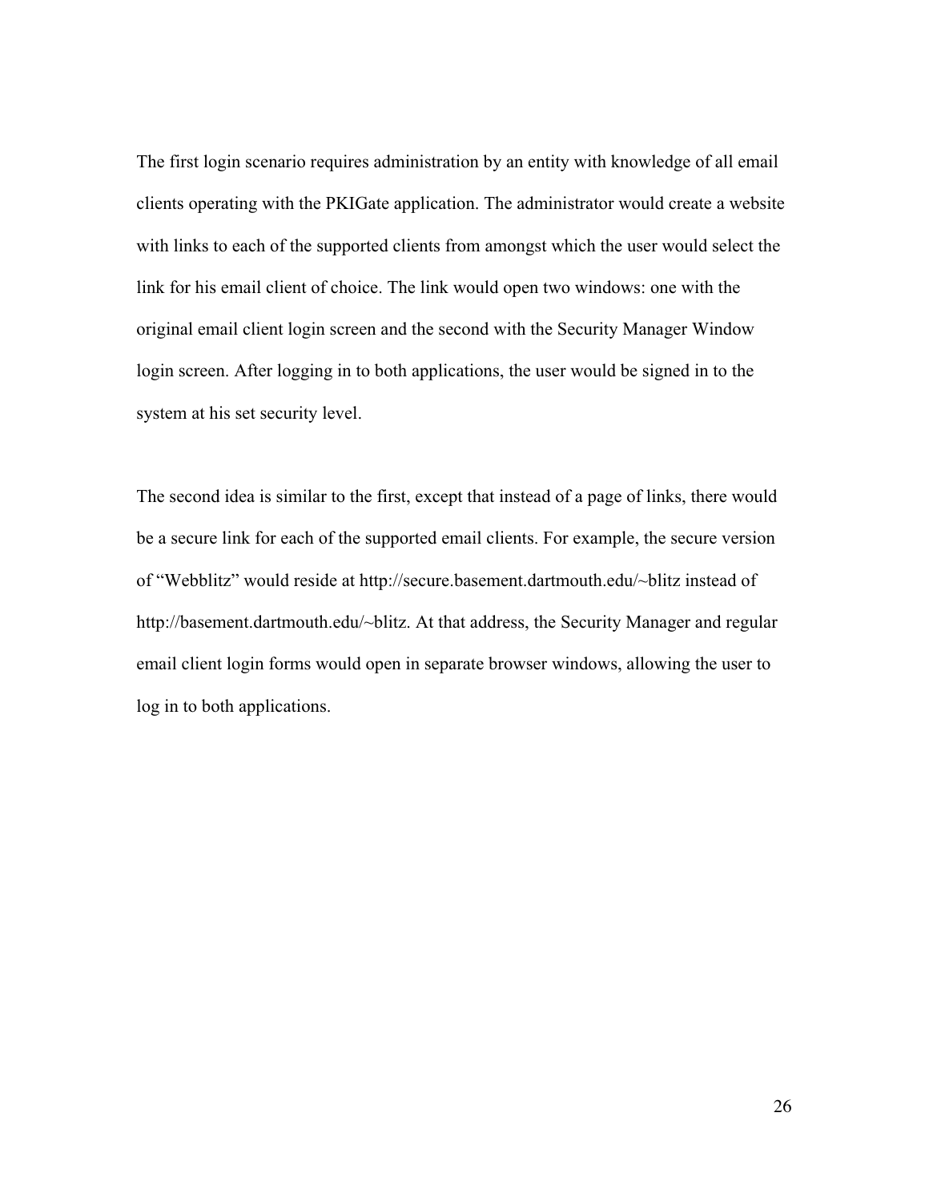The first login scenario requires administration by an entity with knowledge of all email clients operating with the PKIGate application. The administrator would create a website with links to each of the supported clients from amongst which the user would select the link for his email client of choice. The link would open two windows: one with the original email client login screen and the second with the Security Manager Window login screen. After logging in to both applications, the user would be signed in to the system at his set security level.

The second idea is similar to the first, except that instead of a page of links, there would be a secure link for each of the supported email clients. For example, the secure version of "Webblitz" would reside at http://secure.basement.dartmouth.edu/~blitz instead of http://basement.dartmouth.edu/~blitz. At that address, the Security Manager and regular email client login forms would open in separate browser windows, allowing the user to log in to both applications.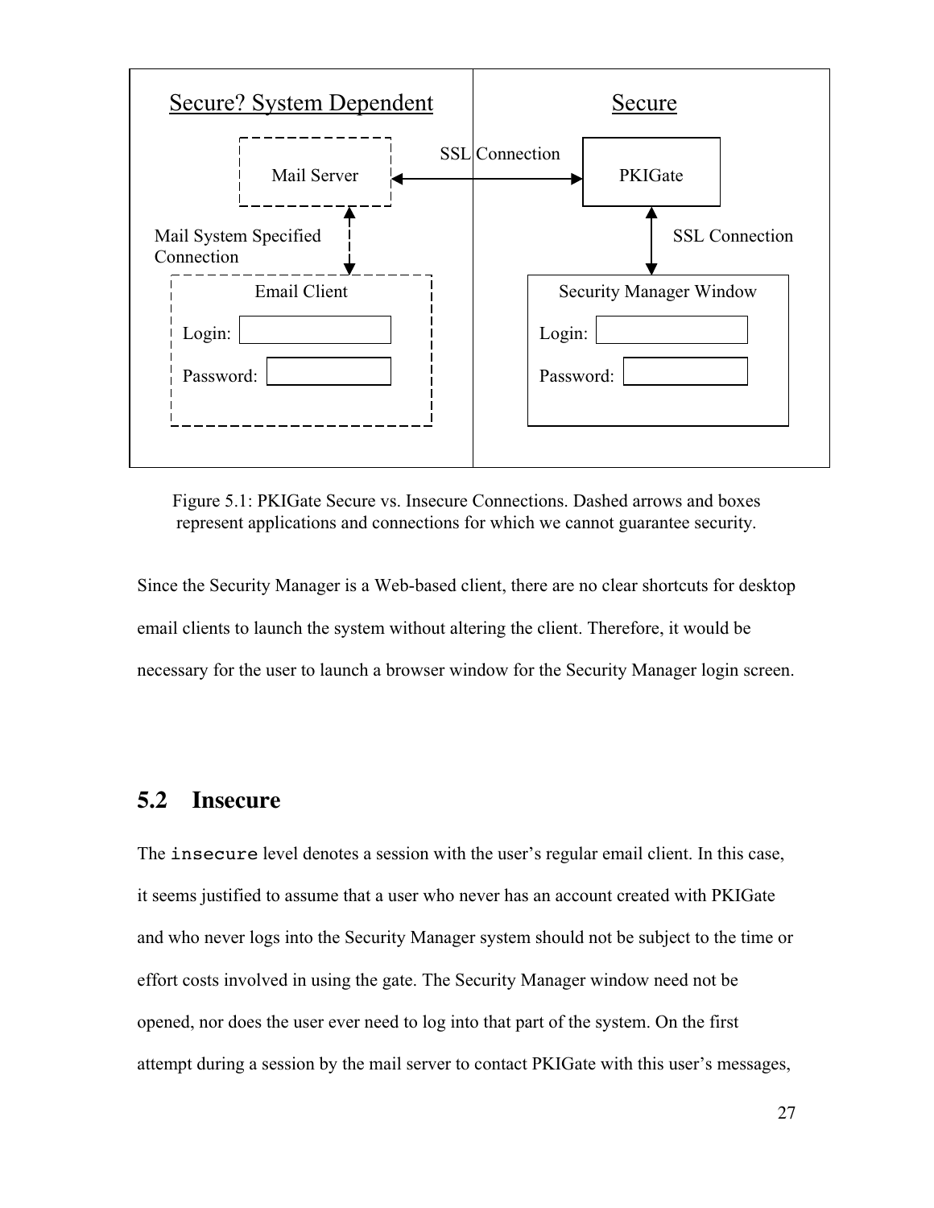Figure 5.1: PKIGate Secure vs. Insecure Connections. Dashed arrows and boxes represent applications and connections for which we cannot guarantee security.

Since the Security Manager is a Web-based client, there are no clear shortcuts for desktop email clients to launch the system without altering the client. Therefore, it would be necessary for the user to launch a browser window for the Security Manager login screen.

## 5.2 Insecure

The `insecure` level denotes a session with the user's regular email client. In this case, it seems justified to assume that a user who never has an account created with PKIGate and who never logs into the Security Manager system should not be subject to the time or effort costs involved in using the gate. The Security Manager window need not be opened, nor does the user ever need to log into that part of the system. On the first attempt during a session by the mail server to contact PKIGate with this user's messages,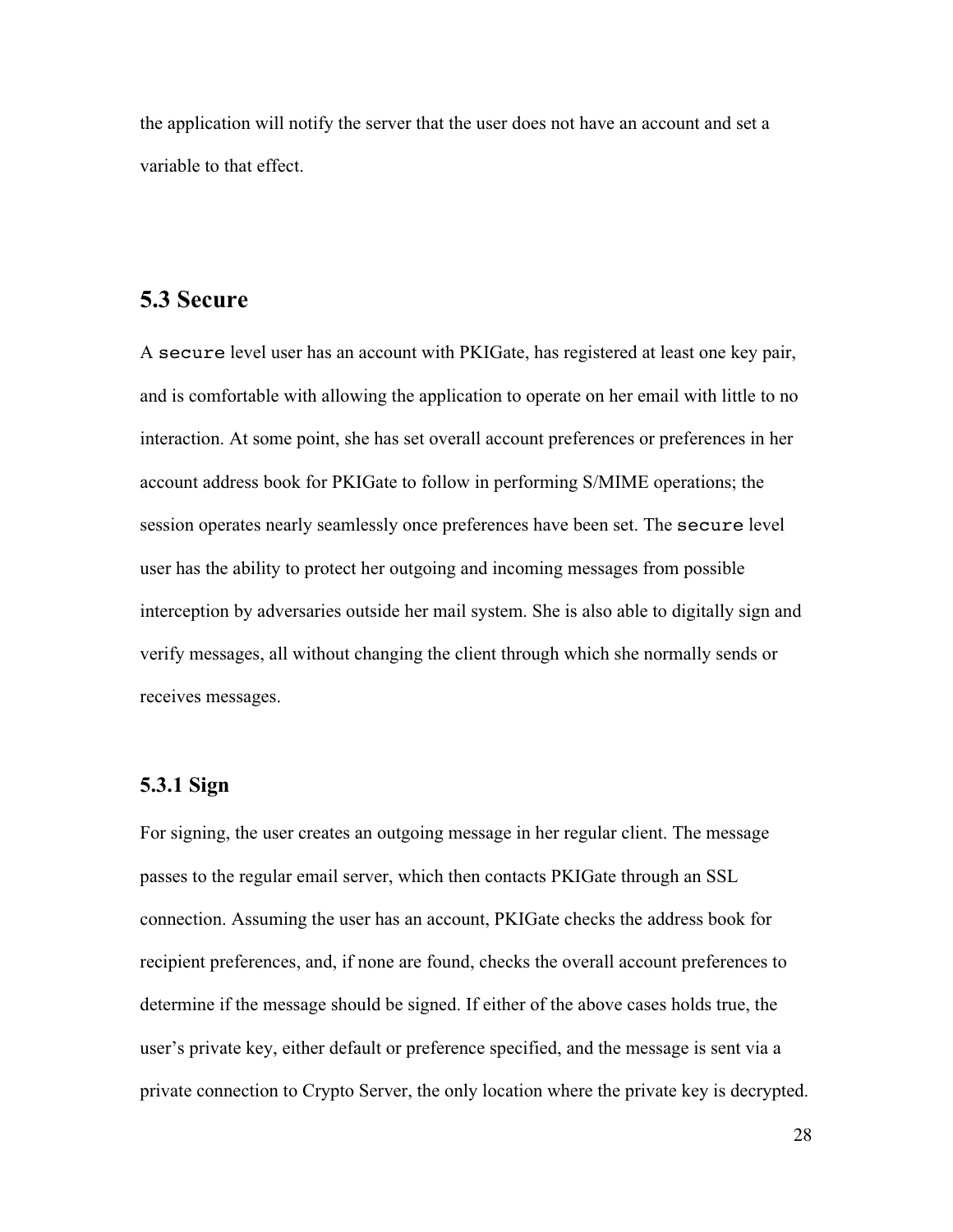the application will notify the server that the user does not have an account and set a variable to that effect.

## 5.3 Secure

A `secure` level user has an account with PKIGate, has registered at least one key pair, and is comfortable with allowing the application to operate on her email with little to no interaction. At some point, she has set overall account preferences or preferences in her account address book for PKIGate to follow in performing S/MIME operations; the session operates nearly seamlessly once preferences have been set. The `secure` level user has the ability to protect her outgoing and incoming messages from possible interception by adversaries outside her mail system. She is also able to digitally sign and verify messages, all without changing the client through which she normally sends or receives messages.

### 5.3.1 Sign

For signing, the user creates an outgoing message in her regular client. The message passes to the regular email server, which then contacts PKIGate through an SSL connection. Assuming the user has an account, PKIGate checks the address book for recipient preferences, and, if none are found, checks the overall account preferences to determine if the message should be signed. If either of the above cases holds true, the user's private key, either default or preference specified, and the message is sent via a private connection to Crypto Server, the only location where the private key is decrypted.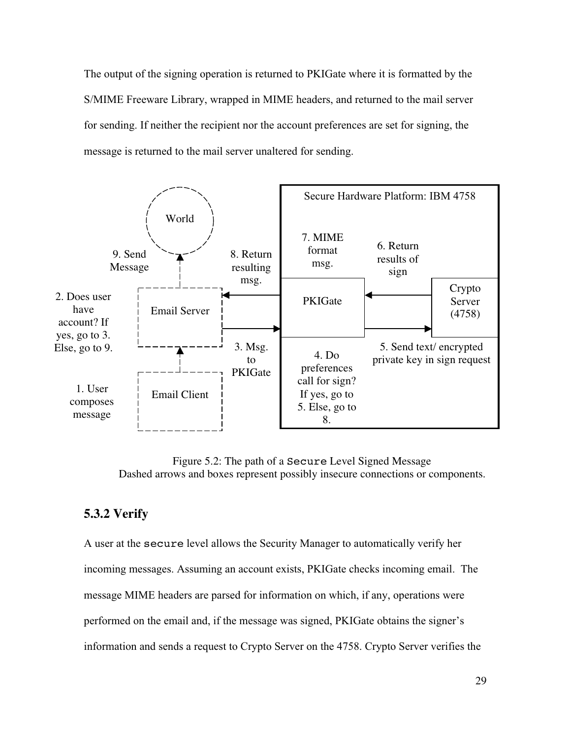The output of the signing operation is returned to PKIGate where it is formatted by the S/MIME Freeware Library, wrapped in MIME headers, and returned to the mail server for sending. If neither the recipient nor the account preferences are set for signing, the message is returned to the mail server unaltered for sending.

World

9. Send Message

2. Does user have account? If yes, go to 3. Else, go to 9.

Email Server

1. User composes message

Email Client

8. Return resulting msg.

3. Msg. to PKIGate

Secure Hardware Platform: IBM 4758

7. MIME format msg.

PKIGate

4. Do preferences call for sign? If yes, go to 5. Else, go to 8.

6. Return results of sign

5. Send text/ encrypted private key in sign request

Crypto Server (4758)

Figure 5.2: The path of a `Secure` Level Signed Message
Dashed arrows and boxes represent possibly insecure connections or components.

### 5.3.2 Verify

A user at the `secure` level allows the Security Manager to automatically verify her incoming messages. Assuming an account exists, PKIGate checks incoming email. The message MIME headers are parsed for information on which, if any, operations were performed on the email and, if the message was signed, PKIGate obtains the signer's information and sends a request to Crypto Server on the 4758. Crypto Server verifies the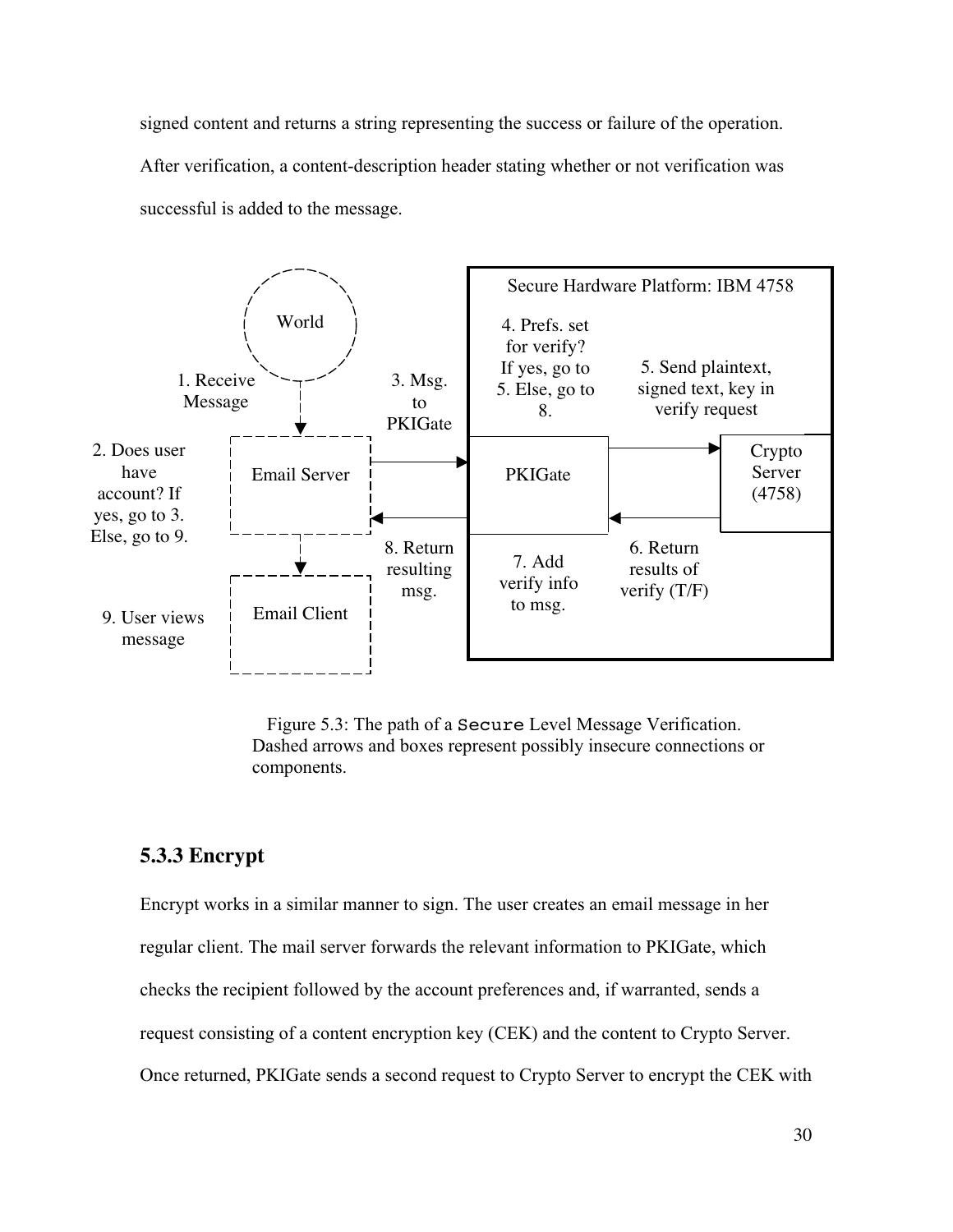signed content and returns a string representing the success or failure of the operation. After verification, a content-description header stating whether or not verification was successful is added to the message.

World

1. Receive Message

2. Does user have account? If yes, go to 3. Else, go to 9.

Email Server

Email Client

9. User views message

3. Msg. to PKIGate

8. Return resulting msg.

Secure Hardware Platform: IBM 4758

4. Prefs. set for verify? If yes, go to 5. Else, go to 8.

5. Send plaintext, signed text, key in verify request

PKIGate

Crypto Server (4758)

7. Add verify info to msg.

6. Return results of verify (T/F)

Figure 5.3: The path of a `Secure` Level Message Verification. Dashed arrows and boxes represent possibly insecure connections or components.

### 5.3.3 Encrypt

Encrypt works in a similar manner to sign. The user creates an email message in her regular client. The mail server forwards the relevant information to PKIGate, which checks the recipient followed by the account preferences and, if warranted, sends a request consisting of a content encryption key (CEK) and the content to Crypto Server. Once returned, PKIGate sends a second request to Crypto Server to encrypt the CEK with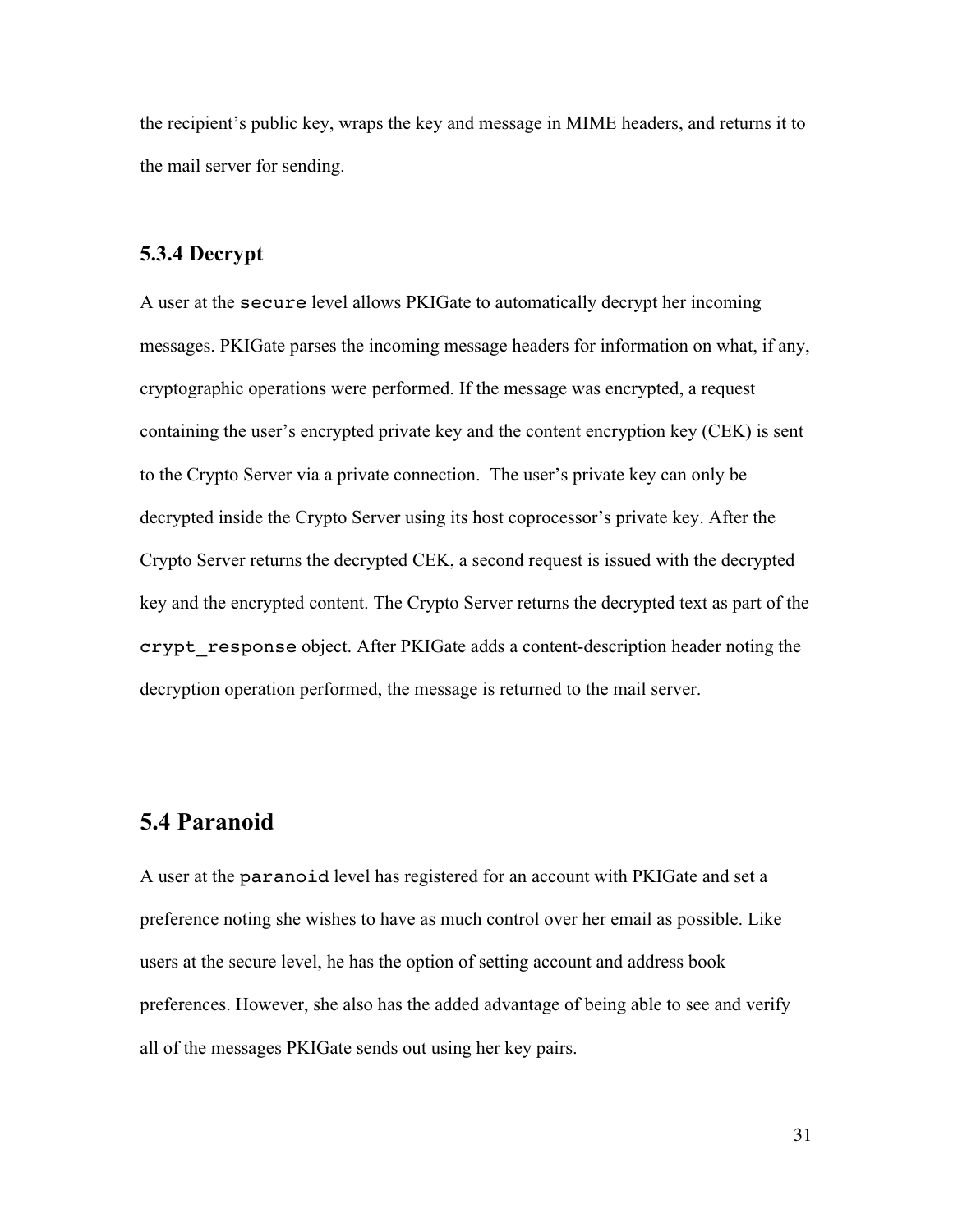the recipient's public key, wraps the key and message in MIME headers, and returns it to the mail server for sending.

### 5.3.4 Decrypt

A user at the `secure` level allows PKIGate to automatically decrypt her incoming messages. PKIGate parses the incoming message headers for information on what, if any, cryptographic operations were performed. If the message was encrypted, a request containing the user's encrypted private key and the content encryption key (CEK) is sent to the Crypto Server via a private connection. The user's private key can only be decrypted inside the Crypto Server using its host coprocessor's private key. After the Crypto Server returns the decrypted CEK, a second request is issued with the decrypted key and the encrypted content. The Crypto Server returns the decrypted text as part of the `crypt_response` object. After PKIGate adds a content-description header noting the decryption operation performed, the message is returned to the mail server.

## 5.4 Paranoid

A user at the `paranoid` level has registered for an account with PKIGate and set a preference noting she wishes to have as much control over her email as possible. Like users at the secure level, he has the option of setting account and address book preferences. However, she also has the added advantage of being able to see and verify all of the messages PKIGate sends out using her key pairs.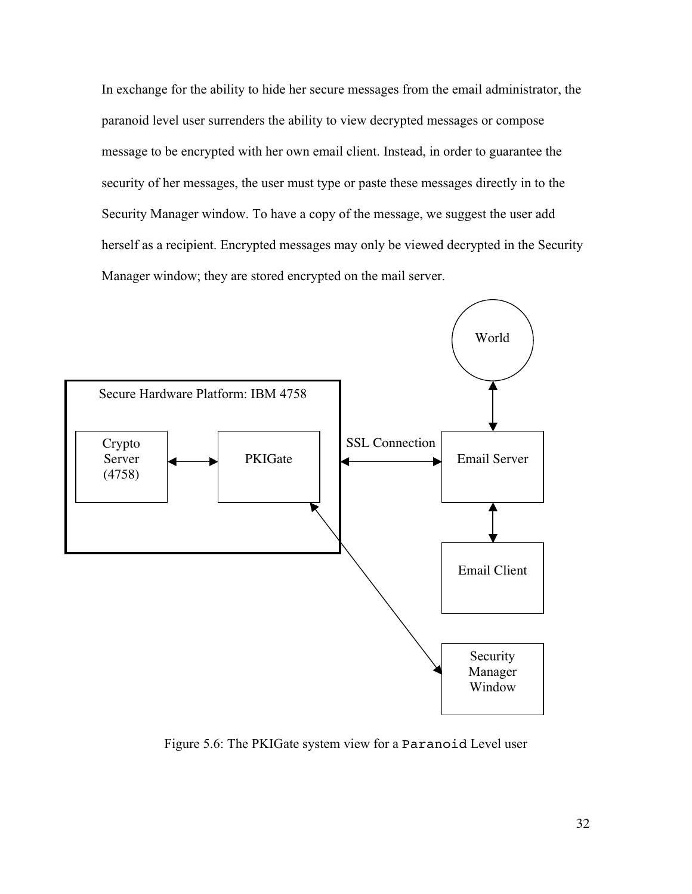In exchange for the ability to hide her secure messages from the email administrator, the paranoid level user surrenders the ability to view decrypted messages or compose message to be encrypted with her own email client. Instead, in order to guarantee the security of her messages, the user must type or paste these messages directly in to the Security Manager window. To have a copy of the message, we suggest the user add herself as a recipient. Encrypted messages may only be viewed decrypted in the Security Manager window; they are stored encrypted on the mail server.

Figure 5.6: The PKIGate system view for a `Paranoid` Level user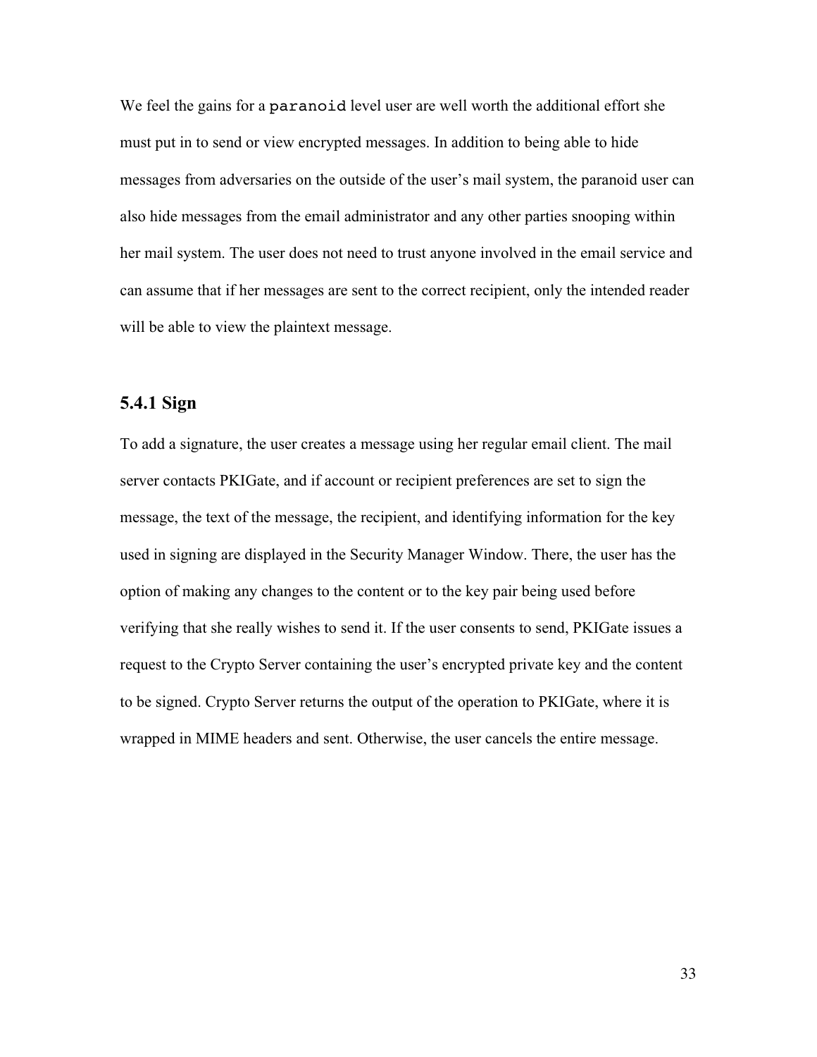We feel the gains for a `paranoid` level user are well worth the additional effort she must put in to send or view encrypted messages. In addition to being able to hide messages from adversaries on the outside of the user's mail system, the paranoid user can also hide messages from the email administrator and any other parties snooping within her mail system. The user does not need to trust anyone involved in the email service and can assume that if her messages are sent to the correct recipient, only the intended reader will be able to view the plaintext message.

### 5.4.1 Sign

To add a signature, the user creates a message using her regular email client. The mail server contacts PKIGate, and if account or recipient preferences are set to sign the message, the text of the message, the recipient, and identifying information for the key used in signing are displayed in the Security Manager Window. There, the user has the option of making any changes to the content or to the key pair being used before verifying that she really wishes to send it. If the user consents to send, PKIGate issues a request to the Crypto Server containing the user's encrypted private key and the content to be signed. Crypto Server returns the output of the operation to PKIGate, where it is wrapped in MIME headers and sent. Otherwise, the user cancels the entire message.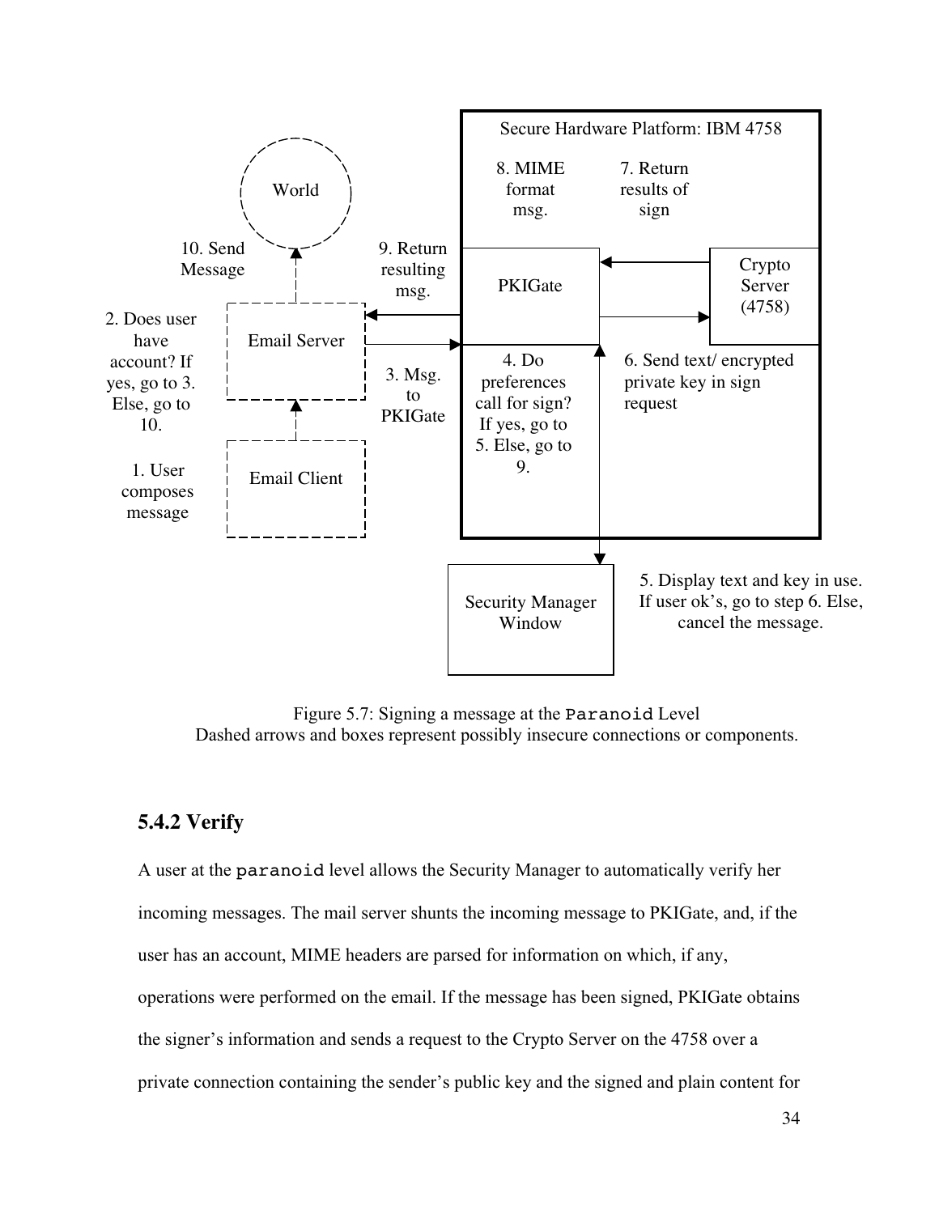Secure Hardware Platform: IBM 4758

8. MIME format msg.

7. Return results of sign

World

10. Send Message

9. Return resulting msg.

PKIGate

Crypto Server (4758)

2. Does user have account? If yes, go to 3. Else, go to 10.

Email Server

3. Msg. to PKIGate

4. Do preferences call for sign? If yes, go to 5. Else, go to 9.

6. Send text/ encrypted private key in sign request

1. User composes message

Email Client

Security Manager Window

5. Display text and key in use. If user ok's, go to step 6. Else, cancel the message.

Figure 5.7: Signing a message at the `Paranoid` Level
Dashed arrows and boxes represent possibly insecure connections or components.

### 5.4.2 Verify

A user at the `paranoid` level allows the Security Manager to automatically verify her incoming messages. The mail server shunts the incoming message to PKIGate, and, if the user has an account, MIME headers are parsed for information on which, if any, operations were performed on the email. If the message has been signed, PKIGate obtains the signer's information and sends a request to the Crypto Server on the 4758 over a private connection containing the sender's public key and the signed and plain content for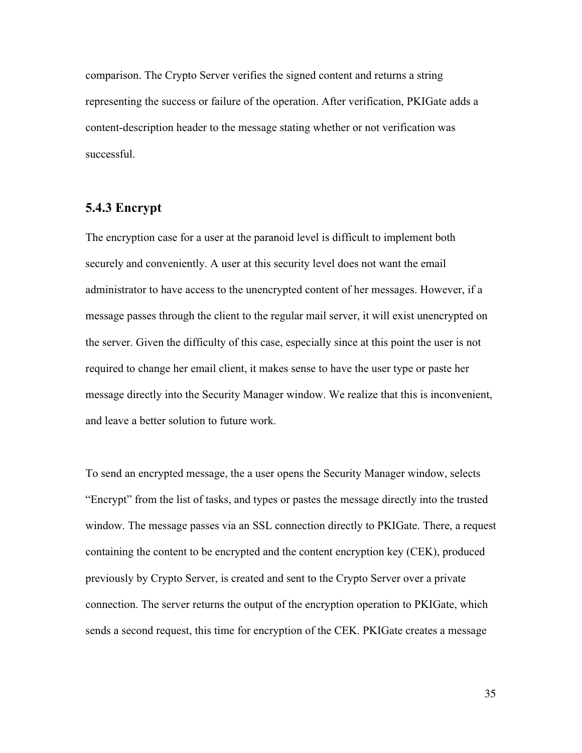comparison. The Crypto Server verifies the signed content and returns a string representing the success or failure of the operation. After verification, PKIGate adds a content-description header to the message stating whether or not verification was successful.

### 5.4.3 Encrypt

The encryption case for a user at the paranoid level is difficult to implement both securely and conveniently. A user at this security level does not want the email administrator to have access to the unencrypted content of her messages. However, if a message passes through the client to the regular mail server, it will exist unencrypted on the server. Given the difficulty of this case, especially since at this point the user is not required to change her email client, it makes sense to have the user type or paste her message directly into the Security Manager window. We realize that this is inconvenient, and leave a better solution to future work.

To send an encrypted message, the a user opens the Security Manager window, selects "Encrypt" from the list of tasks, and types or pastes the message directly into the trusted window. The message passes via an SSL connection directly to PKIGate. There, a request containing the content to be encrypted and the content encryption key (CEK), produced previously by Crypto Server, is created and sent to the Crypto Server over a private connection. The server returns the output of the encryption operation to PKIGate, which sends a second request, this time for encryption of the CEK. PKIGate creates a message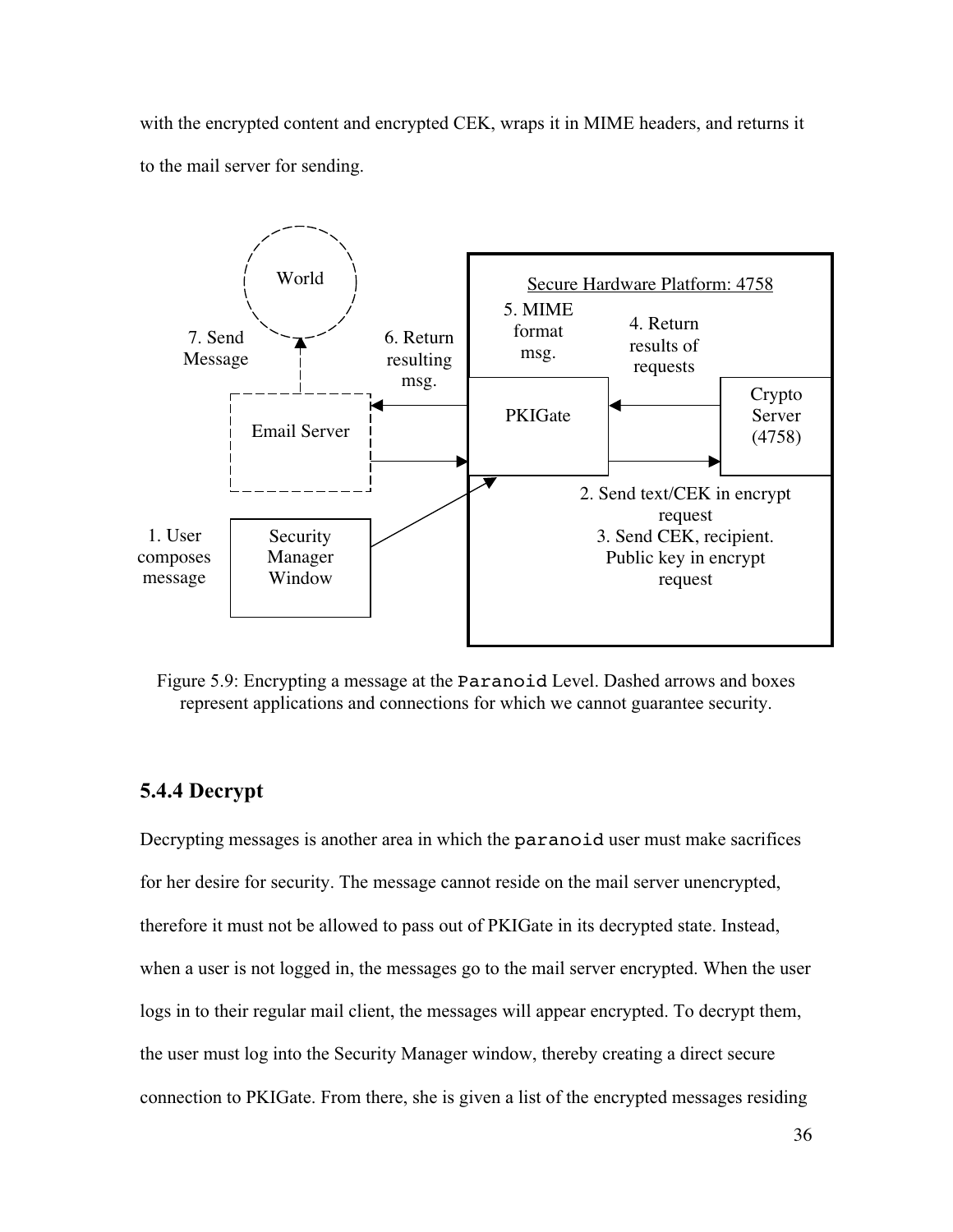with the encrypted content and encrypted CEK, wraps it in MIME headers, and returns it to the mail server for sending.

Figure 5.9: Encrypting a message at the `Paranoid` Level. Dashed arrows and boxes represent applications and connections for which we cannot guarantee security.

### 5.4.4 Decrypt

Decrypting messages is another area in which the `paranoid` user must make sacrifices for her desire for security. The message cannot reside on the mail server unencrypted, therefore it must not be allowed to pass out of PKIGate in its decrypted state. Instead, when a user is not logged in, the messages go to the mail server encrypted. When the user logs in to their regular mail client, the messages will appear encrypted. To decrypt them, the user must log into the Security Manager window, thereby creating a direct secure connection to PKIGate. From there, she is given a list of the encrypted messages residing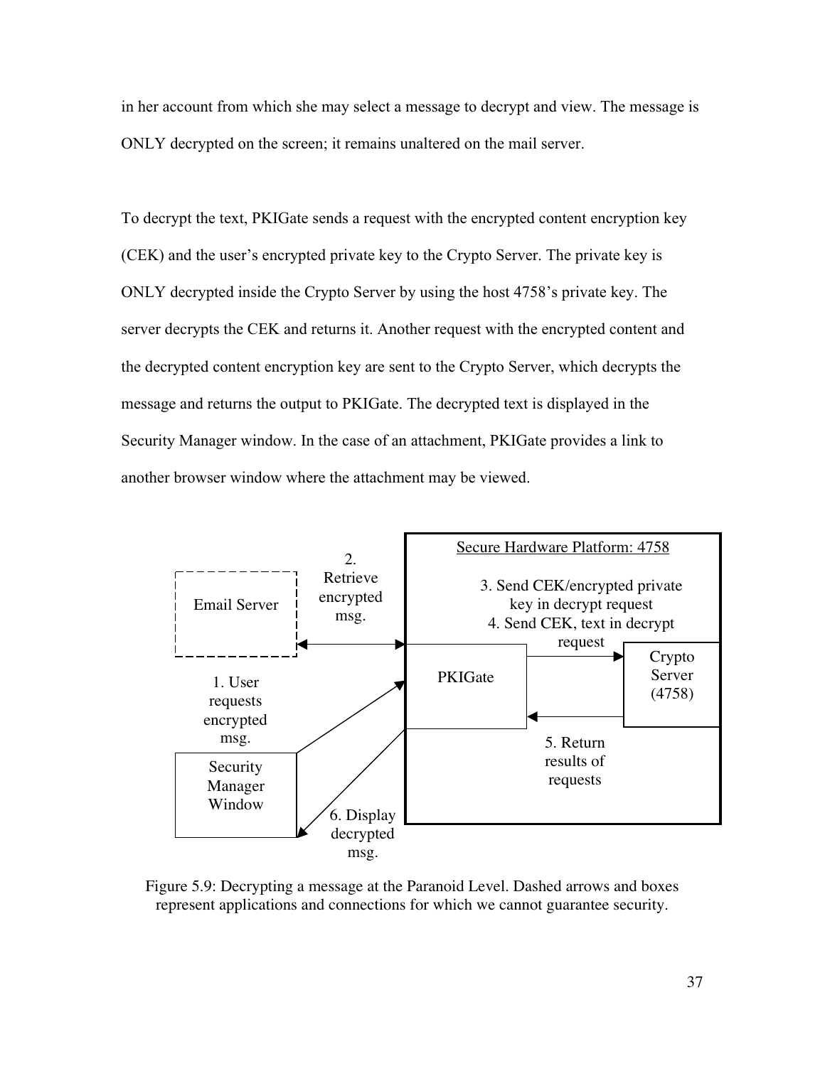in her account from which she may select a message to decrypt and view. The message is ONLY decrypted on the screen; it remains unaltered on the mail server.

To decrypt the text, PKIGate sends a request with the encrypted content encryption key (CEK) and the user's encrypted private key to the Crypto Server. The private key is ONLY decrypted inside the Crypto Server by using the host 4758's private key. The server decrypts the CEK and returns it. Another request with the encrypted content and the decrypted content encryption key are sent to the Crypto Server, which decrypts the message and returns the output to PKIGate. The decrypted text is displayed in the Security Manager window. In the case of an attachment, PKIGate provides a link to another browser window where the attachment may be viewed.

Secure Hardware Platform: 4758

Email Server

2. Retrieve encrypted msg.

3. Send CEK/encrypted private key in decrypt request

4. Send CEK, text in decrypt request

PKIGate

Crypto Server (4758)

1. User requests encrypted msg.

5. Return results of requests

Security Manager Window

6. Display decrypted msg.

Figure 5.9: Decrypting a message at the Paranoid Level. Dashed arrows and boxes represent applications and connections for which we cannot guarantee security.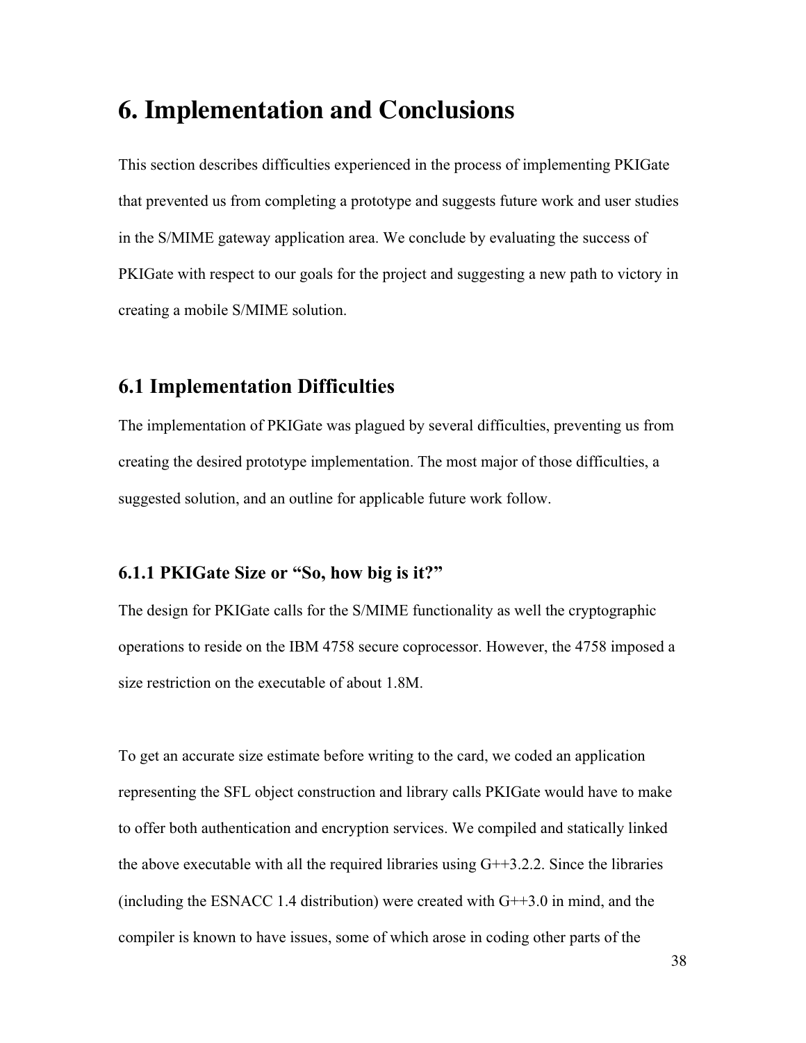# 6. Implementation and Conclusions

This section describes difficulties experienced in the process of implementing PKIGate that prevented us from completing a prototype and suggests future work and user studies in the S/MIME gateway application area. We conclude by evaluating the success of PKIGate with respect to our goals for the project and suggesting a new path to victory in creating a mobile S/MIME solution.

## 6.1 Implementation Difficulties

The implementation of PKIGate was plagued by several difficulties, preventing us from creating the desired prototype implementation. The most major of those difficulties, a suggested solution, and an outline for applicable future work follow.

### 6.1.1 PKIGate Size or "So, how big is it?"

The design for PKIGate calls for the S/MIME functionality as well the cryptographic operations to reside on the IBM 4758 secure coprocessor. However, the 4758 imposed a size restriction on the executable of about 1.8M.

To get an accurate size estimate before writing to the card, we coded an application representing the SFL object construction and library calls PKIGate would have to make to offer both authentication and encryption services. We compiled and statically linked the above executable with all the required libraries using G++3.2.2. Since the libraries (including the ESNACC 1.4 distribution) were created with G++3.0 in mind, and the compiler is known to have issues, some of which arose in coding other parts of the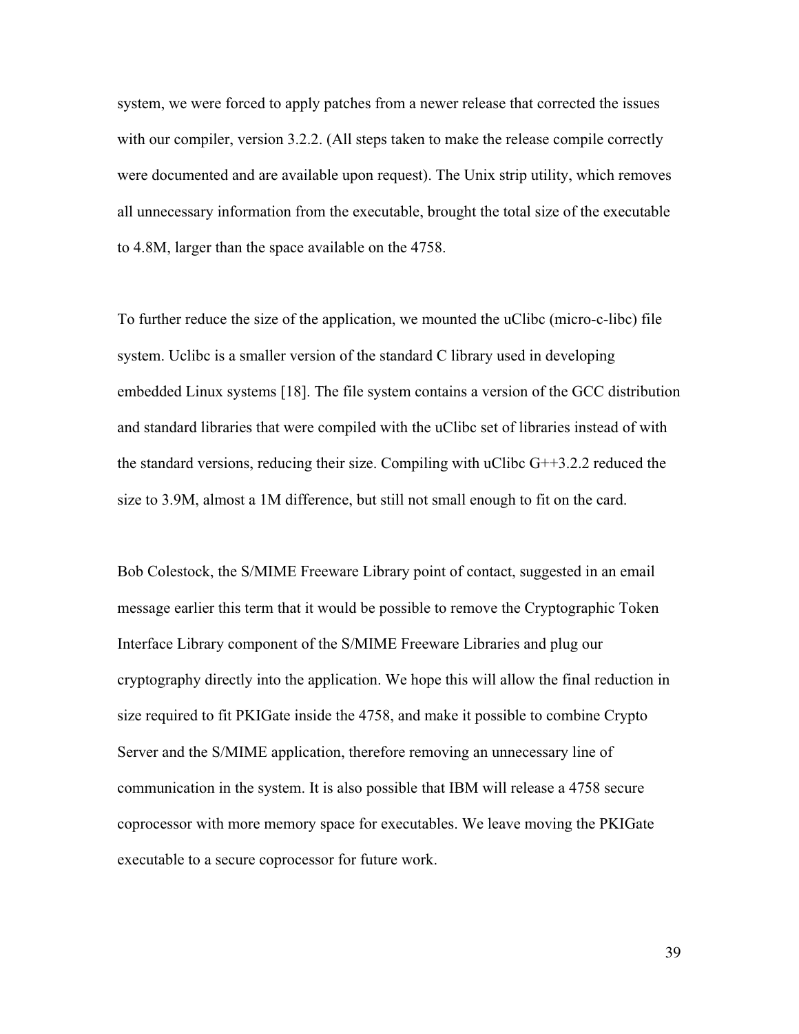system, we were forced to apply patches from a newer release that corrected the issues with our compiler, version 3.2.2. (All steps taken to make the release compile correctly were documented and are available upon request). The Unix strip utility, which removes all unnecessary information from the executable, brought the total size of the executable to 4.8M, larger than the space available on the 4758.

To further reduce the size of the application, we mounted the uClibc (micro-c-libc) file system. Uclibc is a smaller version of the standard C library used in developing embedded Linux systems [18]. The file system contains a version of the GCC distribution and standard libraries that were compiled with the uClibc set of libraries instead of with the standard versions, reducing their size. Compiling with uClibc G++3.2.2 reduced the size to 3.9M, almost a 1M difference, but still not small enough to fit on the card.

Bob Colestock, the S/MIME Freeware Library point of contact, suggested in an email message earlier this term that it would be possible to remove the Cryptographic Token Interface Library component of the S/MIME Freeware Libraries and plug our cryptography directly into the application. We hope this will allow the final reduction in size required to fit PKIGate inside the 4758, and make it possible to combine Crypto Server and the S/MIME application, therefore removing an unnecessary line of communication in the system. It is also possible that IBM will release a 4758 secure coprocessor with more memory space for executables. We leave moving the PKIGate executable to a secure coprocessor for future work.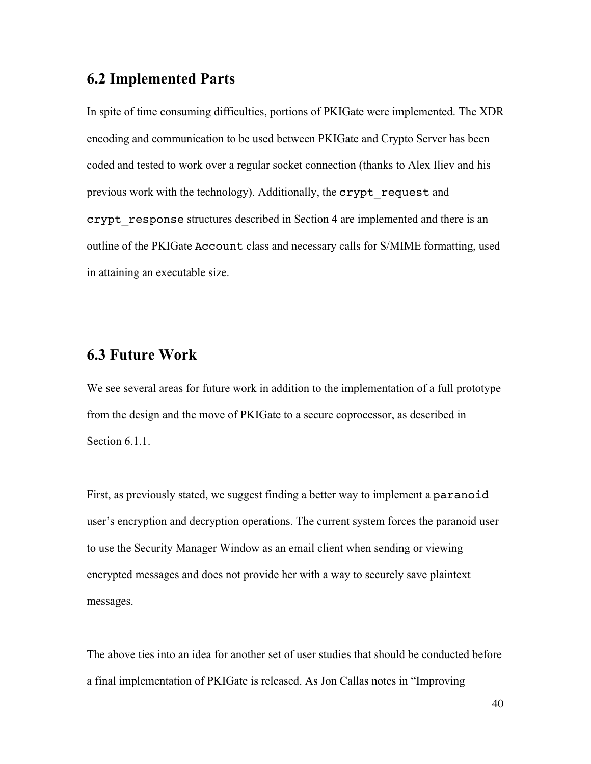## 6.2 Implemented Parts

In spite of time consuming difficulties, portions of PKIGate were implemented. The XDR encoding and communication to be used between PKIGate and Crypto Server has been coded and tested to work over a regular socket connection (thanks to Alex Iliev and his previous work with the technology). Additionally, the `crypt_request` and `crypt_response` structures described in Section 4 are implemented and there is an outline of the PKIGate `Account` class and necessary calls for S/MIME formatting, used in attaining an executable size.

## 6.3 Future Work

We see several areas for future work in addition to the implementation of a full prototype from the design and the move of PKIGate to a secure coprocessor, as described in Section 6.1.1.

First, as previously stated, we suggest finding a better way to implement a `paranoid` user's encryption and decryption operations. The current system forces the paranoid user to use the Security Manager Window as an email client when sending or viewing encrypted messages and does not provide her with a way to securely save plaintext messages.

The above ties into an idea for another set of user studies that should be conducted before a final implementation of PKIGate is released. As Jon Callas notes in "Improving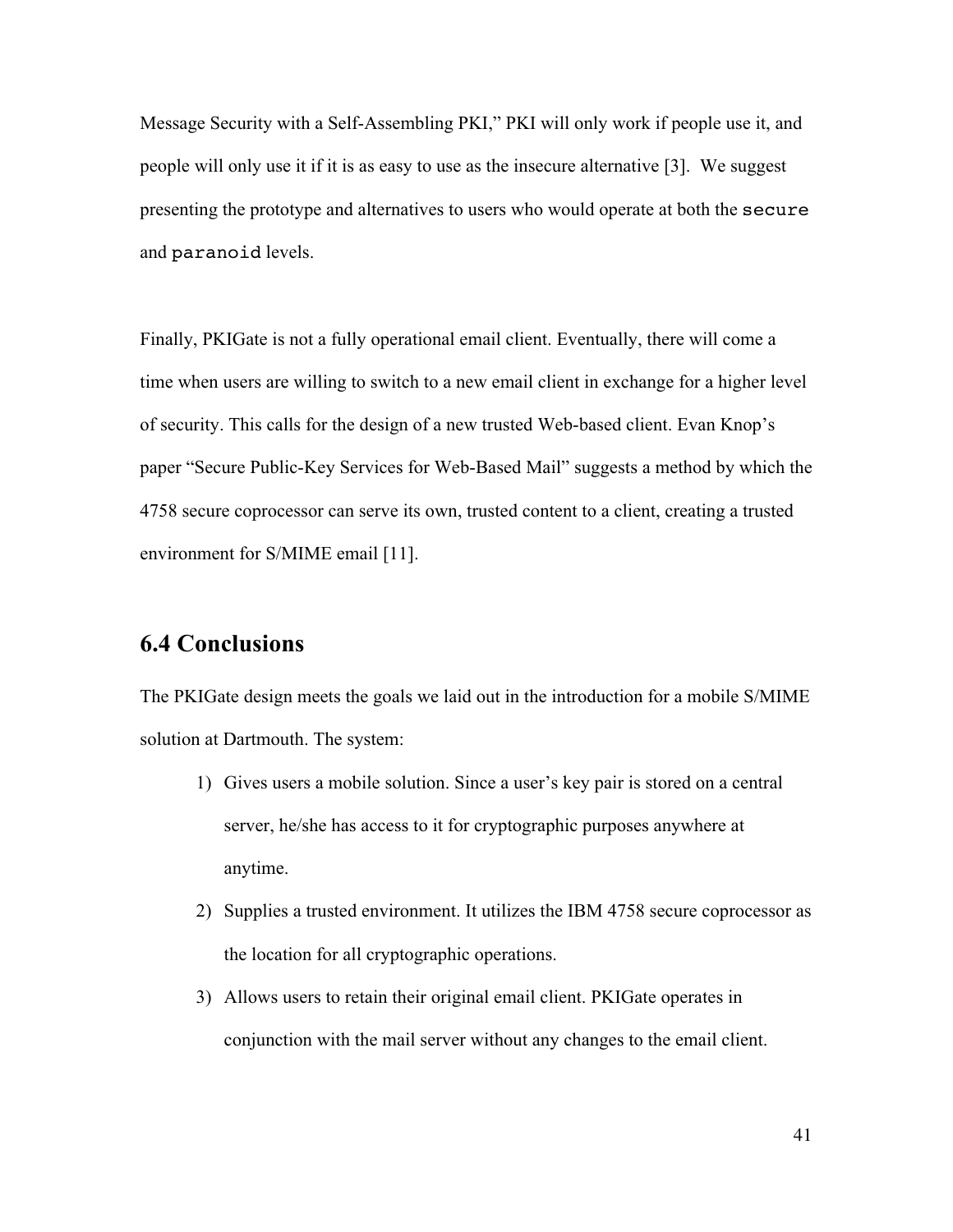Message Security with a Self-Assembling PKI," PKI will only work if people use it, and people will only use it if it is as easy to use as the insecure alternative [3]. We suggest presenting the prototype and alternatives to users who would operate at both the `secure` and `paranoid` levels.

Finally, PKIGate is not a fully operational email client. Eventually, there will come a time when users are willing to switch to a new email client in exchange for a higher level of security. This calls for the design of a new trusted Web-based client. Evan Knop's paper "Secure Public-Key Services for Web-Based Mail" suggests a method by which the 4758 secure coprocessor can serve its own, trusted content to a client, creating a trusted environment for S/MIME email [11].

## 6.4 Conclusions

The PKIGate design meets the goals we laid out in the introduction for a mobile S/MIME solution at Dartmouth. The system:

1) Gives users a mobile solution. Since a user's key pair is stored on a central server, he/she has access to it for cryptographic purposes anywhere at anytime.
2) Supplies a trusted environment. It utilizes the IBM 4758 secure coprocessor as the location for all cryptographic operations.
3) Allows users to retain their original email client. PKIGate operates in conjunction with the mail server without any changes to the email client.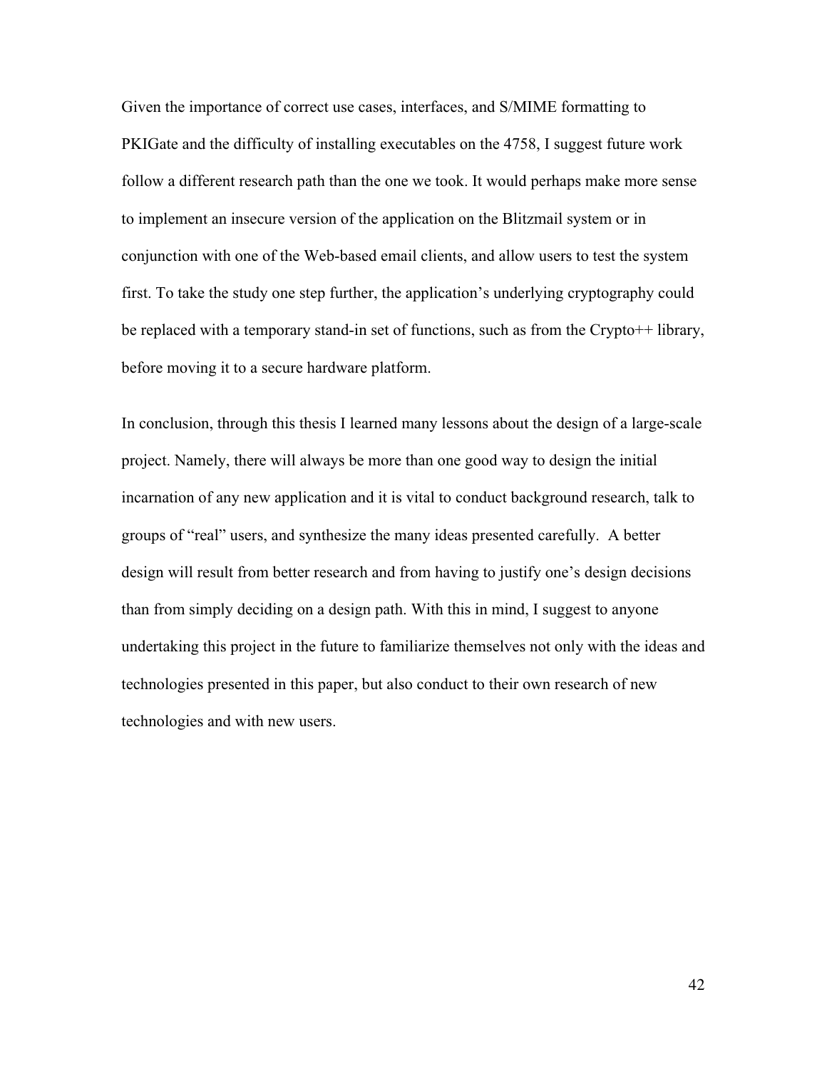Given the importance of correct use cases, interfaces, and S/MIME formatting to PKIGate and the difficulty of installing executables on the 4758, I suggest future work follow a different research path than the one we took. It would perhaps make more sense to implement an insecure version of the application on the Blitzmail system or in conjunction with one of the Web-based email clients, and allow users to test the system first. To take the study one step further, the application's underlying cryptography could be replaced with a temporary stand-in set of functions, such as from the Crypto++ library, before moving it to a secure hardware platform.

In conclusion, through this thesis I learned many lessons about the design of a large-scale project. Namely, there will always be more than one good way to design the initial incarnation of any new application and it is vital to conduct background research, talk to groups of "real" users, and synthesize the many ideas presented carefully.  A better design will result from better research and from having to justify one's design decisions than from simply deciding on a design path. With this in mind, I suggest to anyone undertaking this project in the future to familiarize themselves not only with the ideas and technologies presented in this paper, but also conduct to their own research of new technologies and with new users.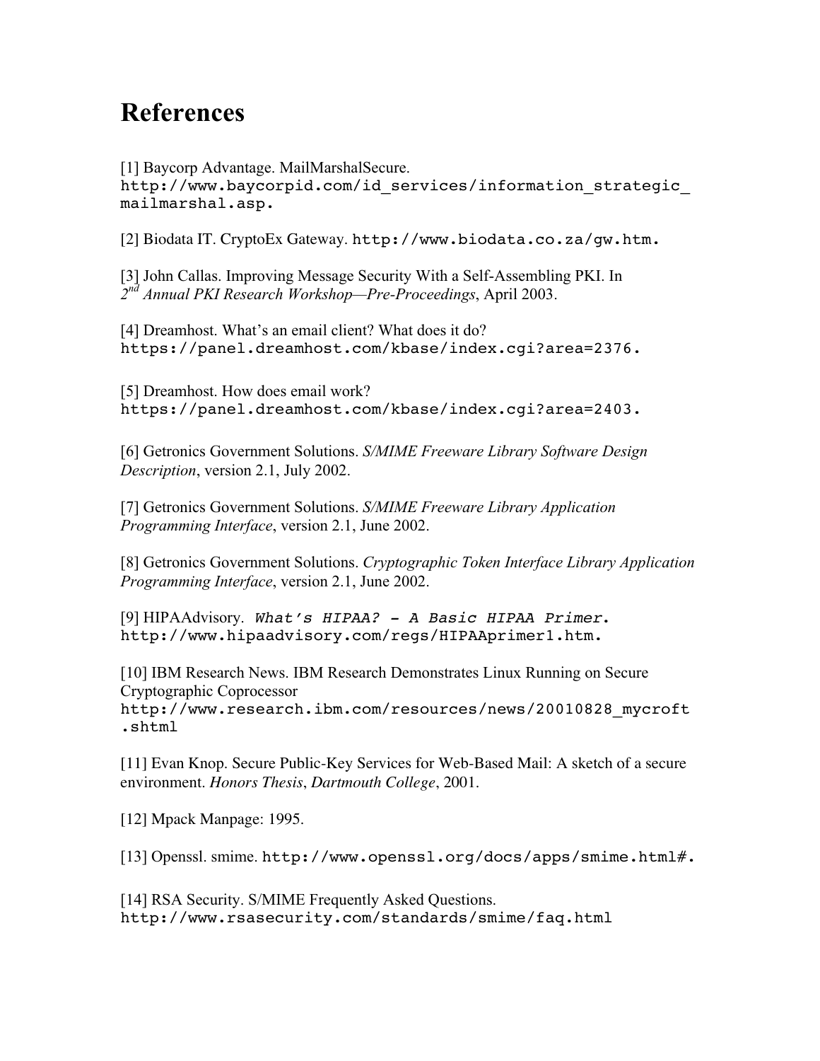# References

[1] Baycorp Advantage. MailMarshalSecure. http://www.baycorpid.com/id_services/information_strategic_mailmarshal.asp.

[2] Biodata IT. CryptoEx Gateway. http://www.biodata.co.za/gw.htm.

[3] John Callas. Improving Message Security With a Self-Assembling PKI. In *2nd Annual PKI Research Workshop—Pre-Proceedings*, April 2003.

[4] Dreamhost. What's an email client? What does it do? https://panel.dreamhost.com/kbase/index.cgi?area=2376.

[5] Dreamhost. How does email work? https://panel.dreamhost.com/kbase/index.cgi?area=2403.

[6] Getronics Government Solutions. *S/MIME Freeware Library Software Design Description*, version 2.1, July 2002.

[7] Getronics Government Solutions. *S/MIME Freeware Library Application Programming Interface*, version 2.1, June 2002.

[8] Getronics Government Solutions. *Cryptographic Token Interface Library Application Programming Interface*, version 2.1, June 2002.

[9] HIPAAdvisory. *What's HIPAA? - A Basic HIPAA Primer.* http://www.hipaadvisory.com/regs/HIPAAprimer1.htm.

[10] IBM Research News. IBM Research Demonstrates Linux Running on Secure Cryptographic Coprocessor http://www.research.ibm.com/resources/news/20010828_mycroft.shtml

[11] Evan Knop. Secure Public-Key Services for Web-Based Mail: A sketch of a secure environment. *Honors Thesis*, *Dartmouth College*, 2001.

[12] Mpack Manpage: 1995.

[13] Openssl. smime. http://www.openssl.org/docs/apps/smime.html#.

[14] RSA Security. S/MIME Frequently Asked Questions. http://www.rsasecurity.com/standards/smime/faq.html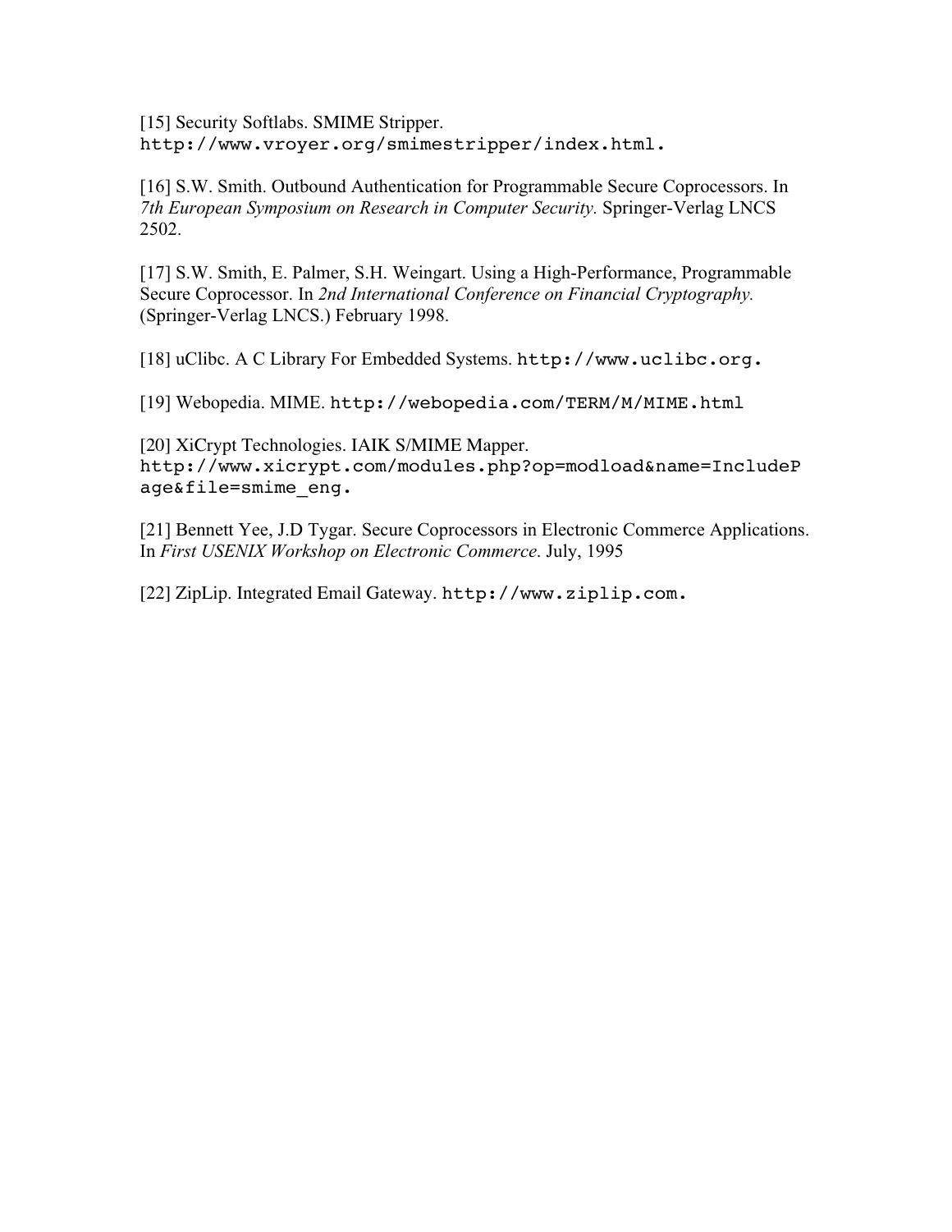[15] Security Softlabs. SMIME Stripper. http://www.vroyer.org/smimestripper/index.html.

[16] S.W. Smith. Outbound Authentication for Programmable Secure Coprocessors. In *7th European Symposium on Research in Computer Security.* Springer-Verlag LNCS 2502.

[17] S.W. Smith, E. Palmer, S.H. Weingart. Using a High-Performance, Programmable Secure Coprocessor. In *2nd International Conference on Financial Cryptography.* (Springer-Verlag LNCS.) February 1998.

[18] uClibc. A C Library For Embedded Systems. http://www.uclibc.org.

[19] Webopedia. MIME. http://webopedia.com/TERM/M/MIME.html

[20] XiCrypt Technologies. IAIK S/MIME Mapper. http://www.xicrypt.com/modules.php?op=modload&name=IncludePage&file=smime_eng.

[21] Bennett Yee, J.D Tygar. Secure Coprocessors in Electronic Commerce Applications. In *First USENIX Workshop on Electronic Commerce*. July, 1995

[22] ZipLip. Integrated Email Gateway. http://www.ziplip.com.